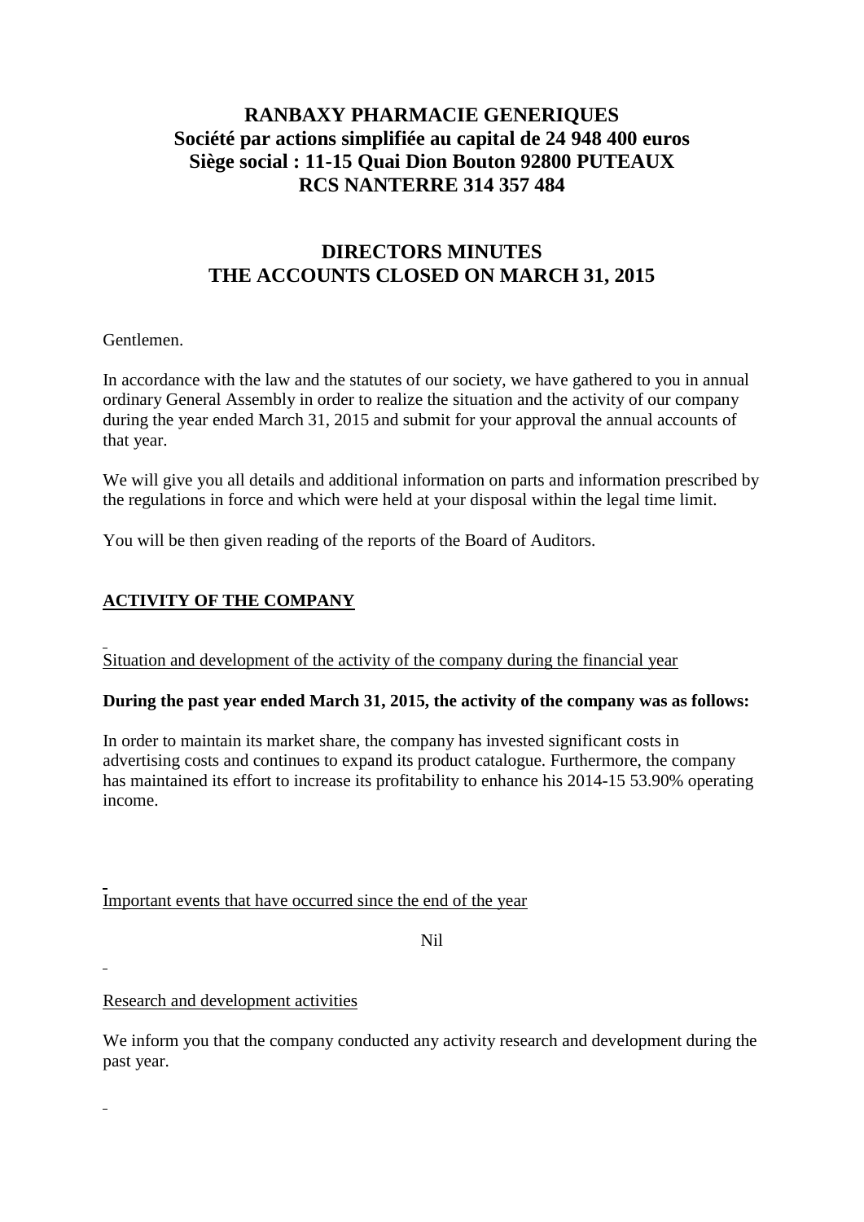# RANBAXY PHARMACIE GENERIQUES
# Société par actions simplifiée au capital de 24 948 400 euros
# Siège social : 11-15 Quai Dion Bouton 92800 PUTEAUX
# RCS NANTERRE 314 357 484

## DIRECTORS MINUTES
## THE ACCOUNTS CLOSED ON MARCH 31, 2015

Gentlemen.

In accordance with the law and the statutes of our society, we have gathered to you in annual ordinary General Assembly in order to realize the situation and the activity of our company during the year ended March 31, 2015 and submit for your approval the annual accounts of that year.

We will give you all details and additional information on parts and information prescribed by the regulations in force and which were held at your disposal within the legal time limit.

You will be then given reading of the reports of the Board of Auditors.

### ACTIVITY OF THE COMPANY

Situation and development of the activity of the company during the financial year

**During the past year ended March 31, 2015, the activity of the company was as follows:**

In order to maintain its market share, the company has invested significant costs in advertising costs and continues to expand its product catalogue. Furthermore, the company has maintained its effort to increase its profitability to enhance his 2014-15 53.90% operating income.

Important events that have occurred since the end of the year

Nil

Research and development activities

We inform you that the company conducted any activity research and development during the past year.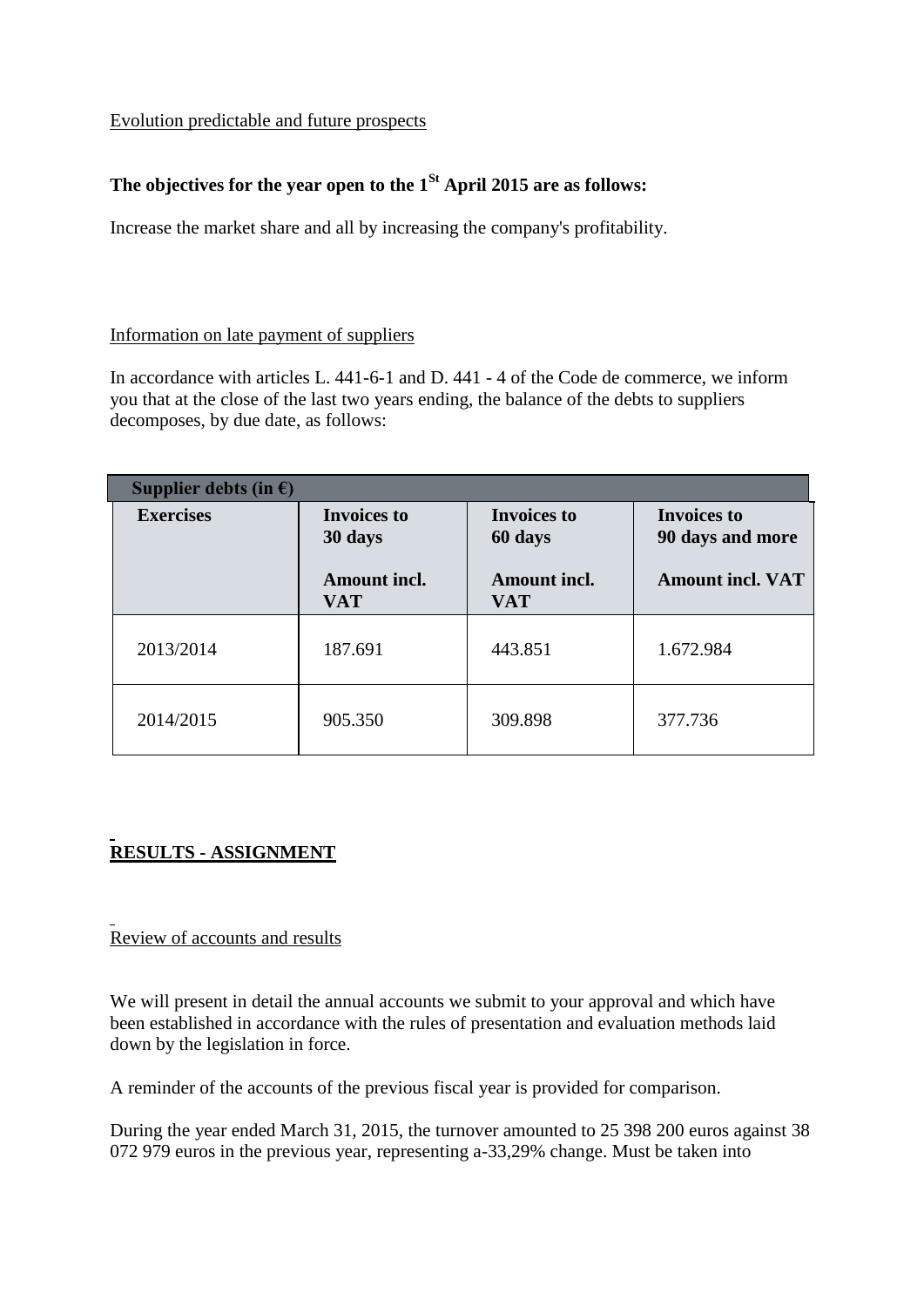Evolution predictable and future prospects

**The objectives for the year open to the 1St April 2015 are as follows:**

Increase the market share and all by increasing the company's profitability.

Information on late payment of suppliers

In accordance with articles L. 441-6-1 and D. 441 - 4 of the Code de commerce, we inform you that at the close of the last two years ending, the balance of the debts to suppliers decomposes, by due date, as follows:

| **Supplier debts (in €)** | | | |
|---|---|---|---|
| **Exercises** | **Invoices to 30 days**<br><br>**Amount incl. VAT** | **Invoices to 60 days**<br><br>**Amount incl. VAT** | **Invoices to 90 days and more**<br><br>**Amount incl. VAT** |
| 2013/2014 | 187.691 | 443.851 | 1.672.984 |
| 2014/2015 | 905.350 | 309.898 | 377.736 |

## RESULTS - ASSIGNMENT

Review of accounts and results

We will present in detail the annual accounts we submit to your approval and which have been established in accordance with the rules of presentation and evaluation methods laid down by the legislation in force.

A reminder of the accounts of the previous fiscal year is provided for comparison.

During the year ended March 31, 2015, the turnover amounted to 25 398 200 euros against 38 072 979 euros in the previous year, representing a-33,29% change. Must be taken into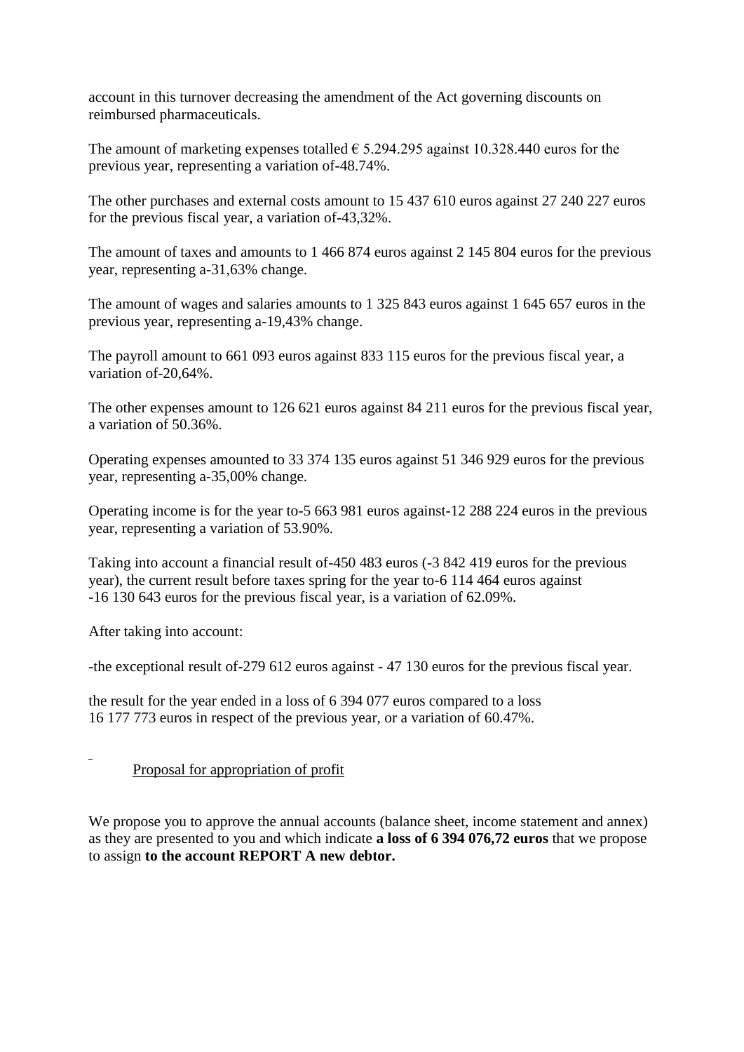account in this turnover decreasing the amendment of the Act governing discounts on reimbursed pharmaceuticals.

The amount of marketing expenses totalled € 5.294.295 against 10.328.440 euros for the previous year, representing a variation of-48.74%.

The other purchases and external costs amount to 15 437 610 euros against 27 240 227 euros for the previous fiscal year, a variation of-43,32%.

The amount of taxes and amounts to 1 466 874 euros against 2 145 804 euros for the previous year, representing a-31,63% change.

The amount of wages and salaries amounts to 1 325 843 euros against 1 645 657 euros in the previous year, representing a-19,43% change.

The payroll amount to 661 093 euros against 833 115 euros for the previous fiscal year, a variation of-20,64%.

The other expenses amount to 126 621 euros against 84 211 euros for the previous fiscal year, a variation of 50.36%.

Operating expenses amounted to 33 374 135 euros against 51 346 929 euros for the previous year, representing a-35,00% change.

Operating income is for the year to-5 663 981 euros against-12 288 224 euros in the previous year, representing a variation of 53.90%.

Taking into account a financial result of-450 483 euros (-3 842 419 euros for the previous year), the current result before taxes spring for the year to-6 114 464 euros against -16 130 643 euros for the previous fiscal year, is a variation of 62.09%.

After taking into account:

-the exceptional result of-279 612 euros against - 47 130 euros for the previous fiscal year.

the result for the year ended in a loss of 6 394 077 euros compared to a loss 16 177 773 euros in respect of the previous year, or a variation of 60.47%.

Proposal for appropriation of profit

We propose you to approve the annual accounts (balance sheet, income statement and annex) as they are presented to you and which indicate **a loss of 6 394 076,72 euros** that we propose to assign **to the account REPORT A new debtor.**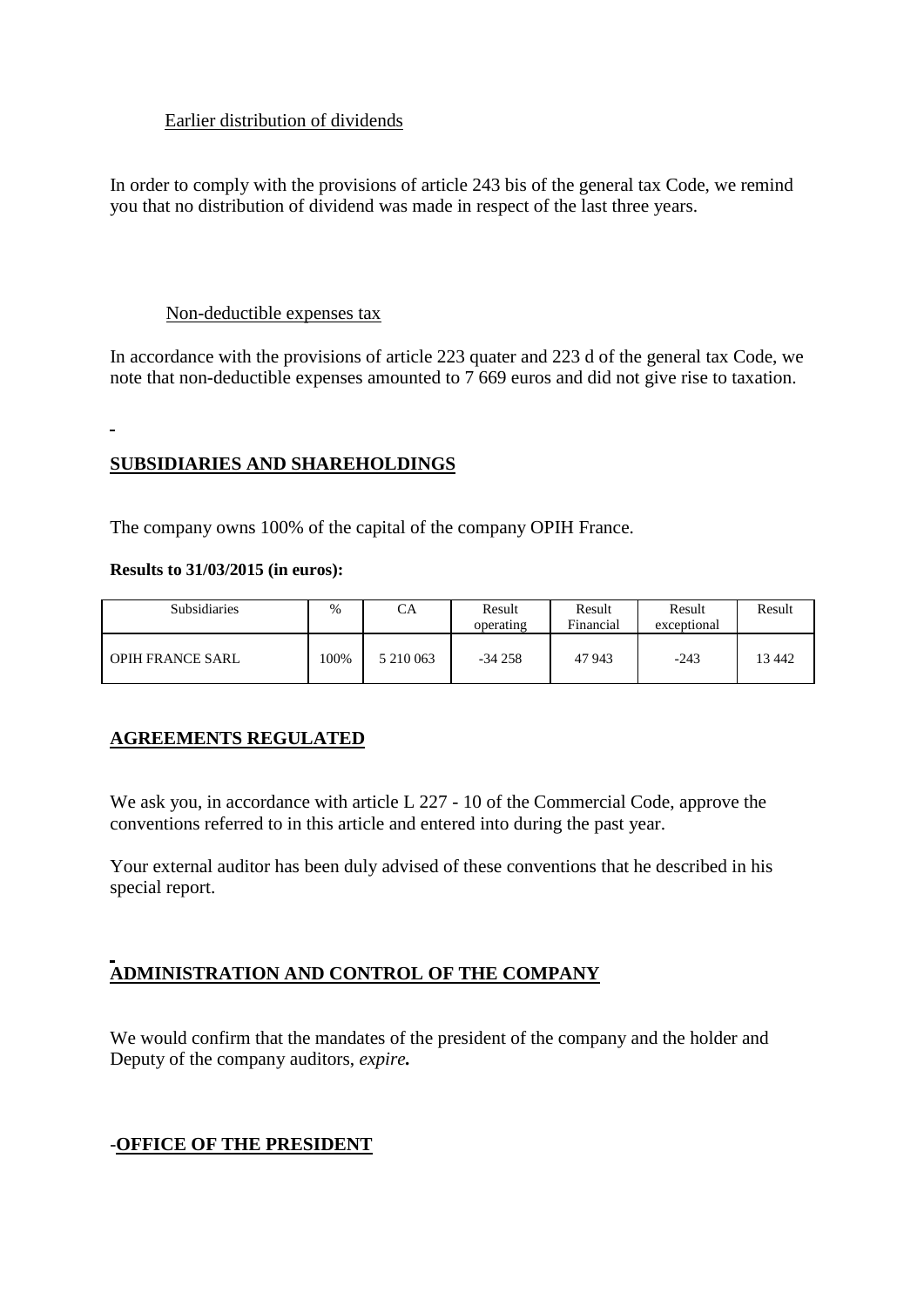Earlier distribution of dividends

In order to comply with the provisions of article 243 bis of the general tax Code, we remind you that no distribution of dividend was made in respect of the last three years.

Non-deductible expenses tax

In accordance with the provisions of article 223 quater and 223 d of the general tax Code, we note that non-deductible expenses amounted to 7 669 euros and did not give rise to taxation.

## SUBSIDIARIES AND SHAREHOLDINGS

The company owns 100% of the capital of the company OPIH France.

**Results to 31/03/2015 (in euros):**

| Subsidiaries | % | CA | Result operating | Result Financial | Result exceptional | Result |
|---|---|---|---|---|---|---|
| OPIH FRANCE SARL | 100% | 5 210 063 | -34 258 | 47 943 | -243 | 13 442 |

## AGREEMENTS REGULATED

We ask you, in accordance with article L 227 - 10 of the Commercial Code, approve the conventions referred to in this article and entered into during the past year.

Your external auditor has been duly advised of these conventions that he described in his special report.

## ADMINISTRATION AND CONTROL OF THE COMPANY

We would confirm that the mandates of the president of the company and the holder and Deputy of the company auditors, ***expire.***

## -OFFICE OF THE PRESIDENT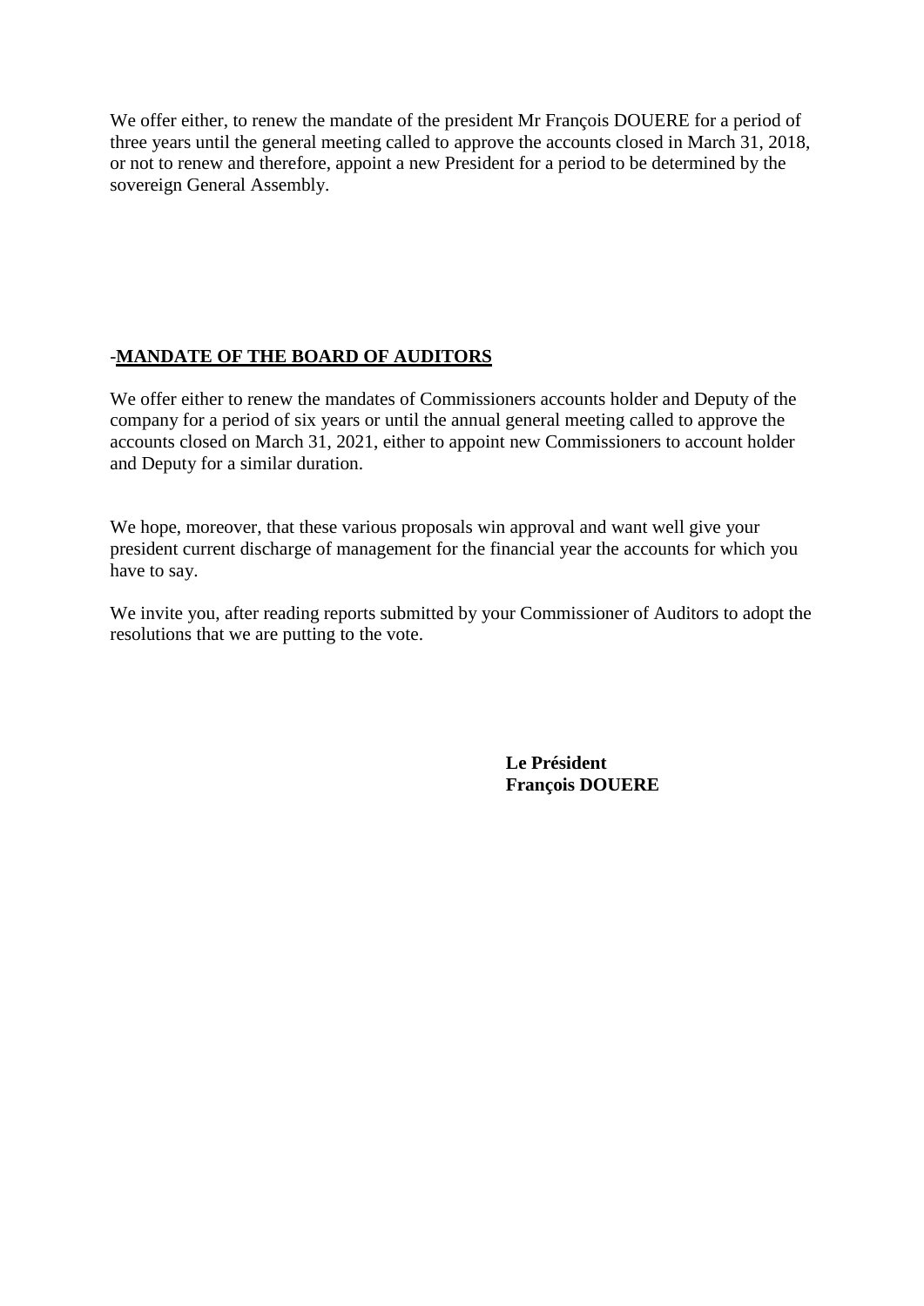We offer either, to renew the mandate of the president Mr François DOUERE for a period of three years until the general meeting called to approve the accounts closed in March 31, 2018, or not to renew and therefore, appoint a new President for a period to be determined by the sovereign General Assembly.

-**MANDATE OF THE BOARD OF AUDITORS**

We offer either to renew the mandates of Commissioners accounts holder and Deputy of the company for a period of six years or until the annual general meeting called to approve the accounts closed on March 31, 2021, either to appoint new Commissioners to account holder and Deputy for a similar duration.

We hope, moreover, that these various proposals win approval and want well give your president current discharge of management for the financial year the accounts for which you have to say.

We invite you, after reading reports submitted by your Commissioner of Auditors to adopt the resolutions that we are putting to the vote.

**Le Président**
**François DOUERE**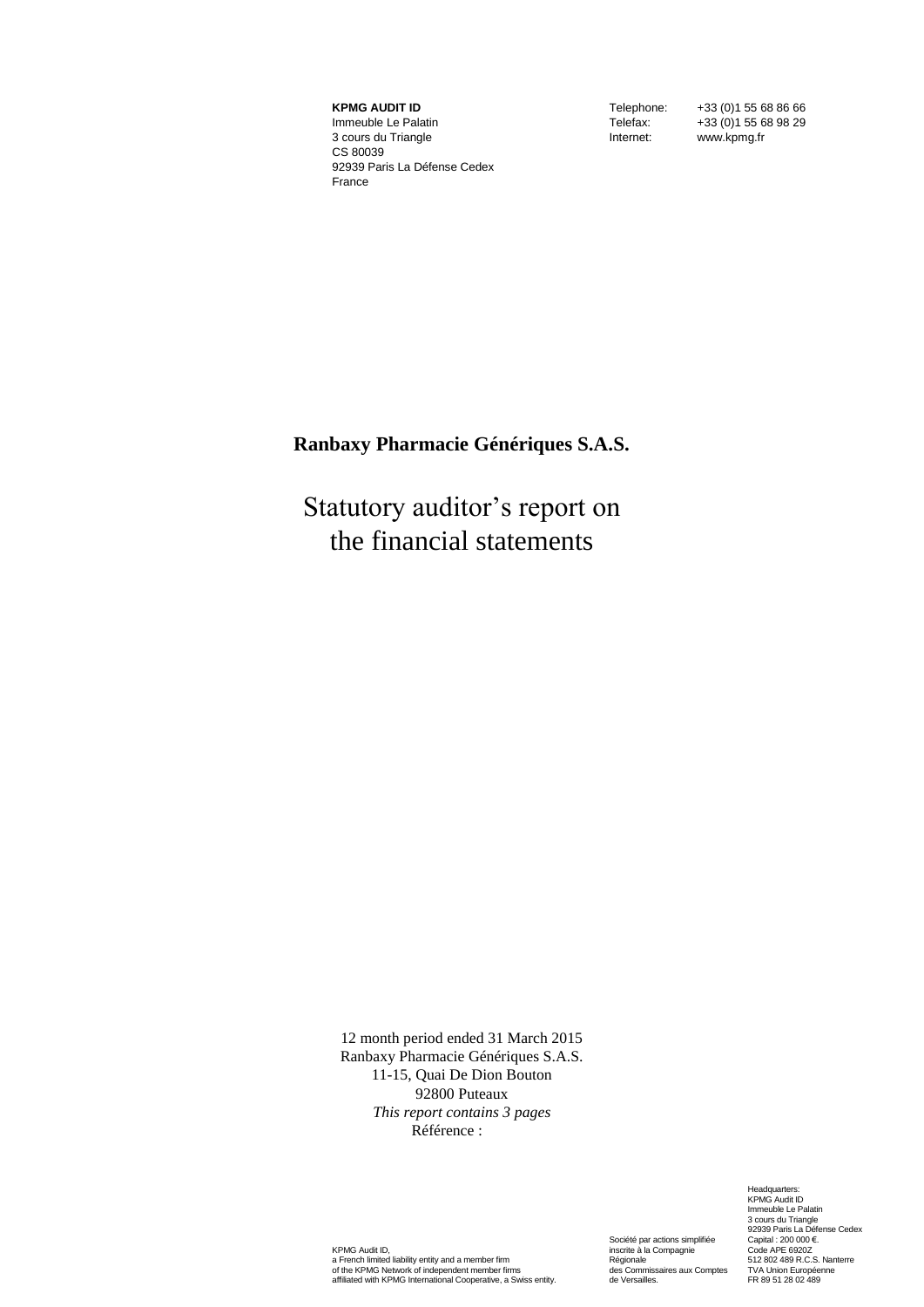**KPMG AUDIT ID**
Immeuble Le Palatin
3 cours du Triangle
CS 80039
92939 Paris La Défense Cedex
France

Telephone: +33 (0)1 55 68 86 66
Telefax: +33 (0)1 55 68 98 29
Internet: www.kpmg.fr

**Ranbaxy Pharmacie Génériques S.A.S.**

# Statutory auditor's report on the financial statements

12 month period ended 31 March 2015
Ranbaxy Pharmacie Génériques S.A.S.
11-15, Quai De Dion Bouton
92800 Puteaux
*This report contains 3 pages*
Référence :

KPMG Audit ID,
a French limited liability entity and a member firm
of the KPMG Network of independent member firms
affiliated with KPMG International Cooperative, a Swiss entity.

Société par actions simplifiée
inscrite à la Compagnie
Régionale
des Commissaires aux Comptes
de Versailles.

Headquarters:
KPMG Audit ID
Immeuble Le Palatin
3 cours du Triangle
92939 Paris La Défense Cedex
Capital : 200 000 €.
Code APE 6920Z
512 802 489 R.C.S. Nanterre
TVA Union Européenne
FR 89 51 28 02 489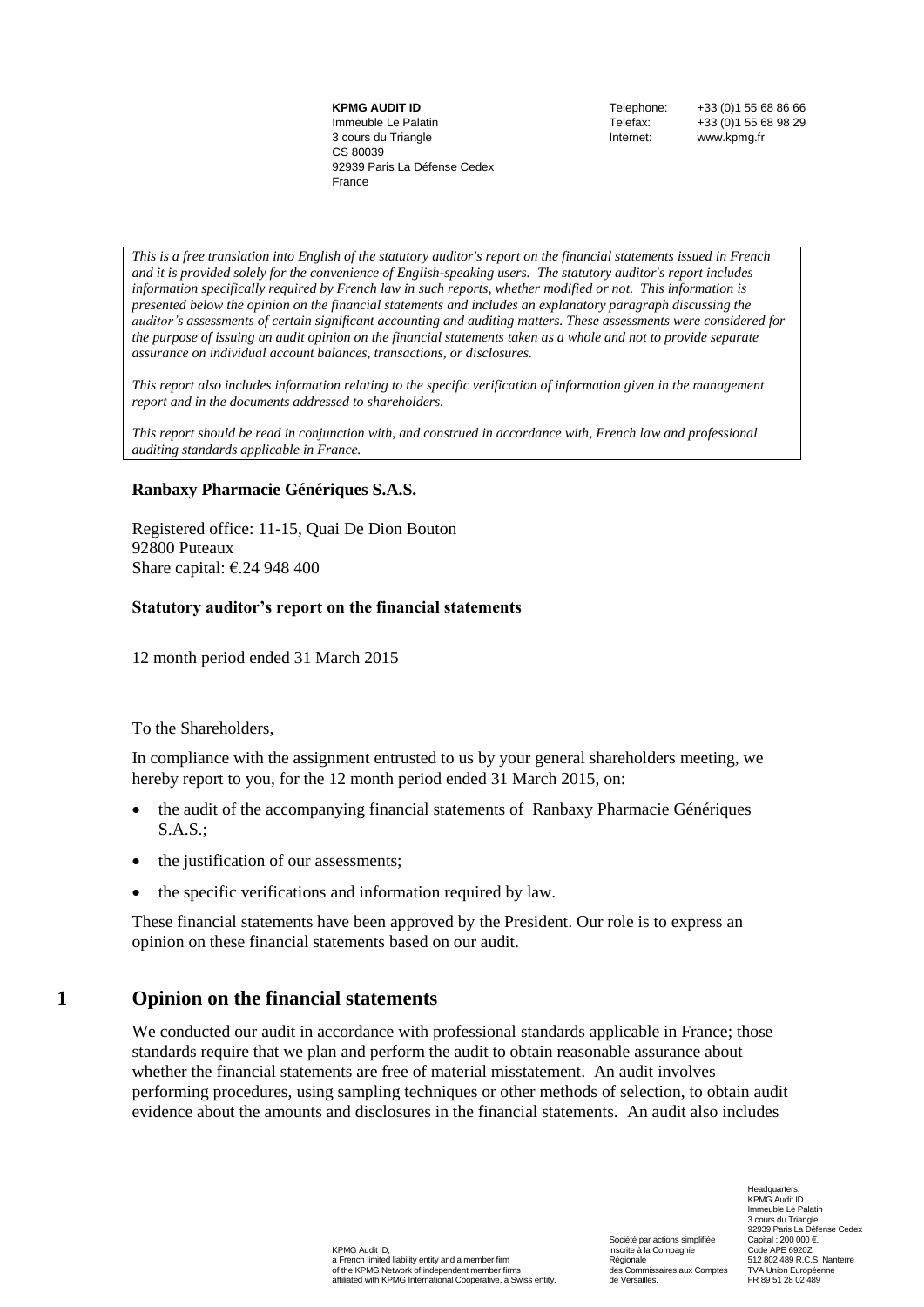**KPMG AUDIT ID**
Immeuble Le Palatin
3 cours du Triangle
CS 80039
92939 Paris La Défense Cedex
France

Telephone: +33 (0)1 55 68 86 66
Telefax: +33 (0)1 55 68 98 29
Internet: www.kpmg.fr

*This is a free translation into English of the statutory auditor's report on the financial statements issued in French and it is provided solely for the convenience of English-speaking users. The statutory auditor's report includes information specifically required by French law in such reports, whether modified or not. This information is presented below the opinion on the financial statements and includes an explanatory paragraph discussing the auditor's assessments of certain significant accounting and auditing matters. These assessments were considered for the purpose of issuing an audit opinion on the financial statements taken as a whole and not to provide separate assurance on individual account balances, transactions, or disclosures.*

*This report also includes information relating to the specific verification of information given in the management report and in the documents addressed to shareholders.*

*This report should be read in conjunction with, and construed in accordance with, French law and professional auditing standards applicable in France.*

**Ranbaxy Pharmacie Génériques S.A.S.**

Registered office: 11-15, Quai De Dion Bouton
92800 Puteaux
Share capital: €.24 948 400

**Statutory auditor's report on the financial statements**

12 month period ended 31 March 2015

To the Shareholders,

In compliance with the assignment entrusted to us by your general shareholders meeting, we hereby report to you, for the 12 month period ended 31 March 2015, on:

- the audit of the accompanying financial statements of Ranbaxy Pharmacie Génériques S.A.S.;
- the justification of our assessments;
- the specific verifications and information required by law.

These financial statements have been approved by the President. Our role is to express an opinion on these financial statements based on our audit.

## 1 Opinion on the financial statements

We conducted our audit in accordance with professional standards applicable in France; those standards require that we plan and perform the audit to obtain reasonable assurance about whether the financial statements are free of material misstatement. An audit involves performing procedures, using sampling techniques or other methods of selection, to obtain audit evidence about the amounts and disclosures in the financial statements. An audit also includes

KPMG Audit ID,
a French limited liability entity and a member firm
of the KPMG Network of independent member firms
affiliated with KPMG International Cooperative, a Swiss entity.

Société par actions simplifiée
inscrite à la Compagnie
Régionale
des Commissaires aux Comptes
de Versailles.

Headquarters:
KPMG Audit ID
Immeuble Le Palatin
3 cours du Triangle
92939 Paris La Défense Cedex
Capital : 200 000 €.
Code APE 6920Z
512 802 489 R.C.S. Nanterre
TVA Union Européenne
FR 89 51 28 02 489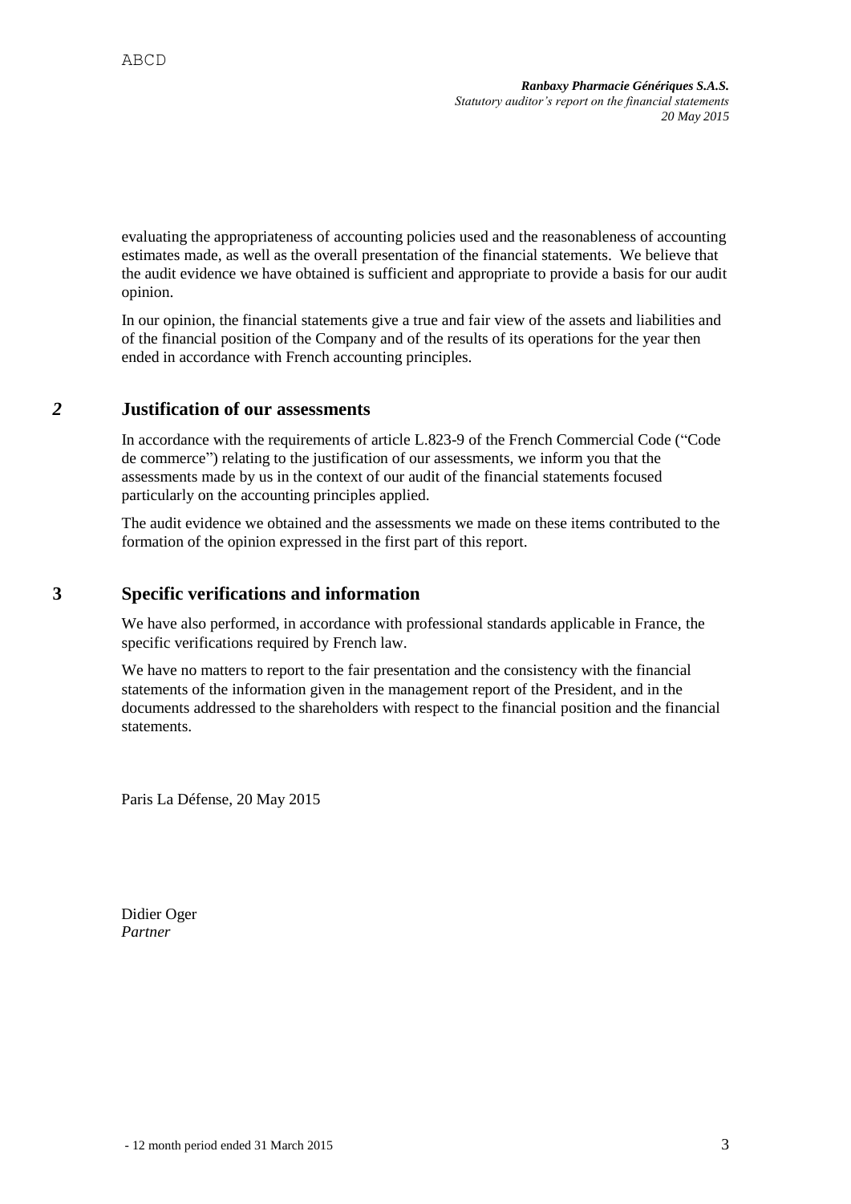evaluating the appropriateness of accounting policies used and the reasonableness of accounting estimates made, as well as the overall presentation of the financial statements. We believe that the audit evidence we have obtained is sufficient and appropriate to provide a basis for our audit opinion.

In our opinion, the financial statements give a true and fair view of the assets and liabilities and of the financial position of the Company and of the results of its operations for the year then ended in accordance with French accounting principles.

## *2* Justification of our assessments

In accordance with the requirements of article L.823-9 of the French Commercial Code ("Code de commerce") relating to the justification of our assessments, we inform you that the assessments made by us in the context of our audit of the financial statements focused particularly on the accounting principles applied.

The audit evidence we obtained and the assessments we made on these items contributed to the formation of the opinion expressed in the first part of this report.

## 3 Specific verifications and information

We have also performed, in accordance with professional standards applicable in France, the specific verifications required by French law.

We have no matters to report to the fair presentation and the consistency with the financial statements of the information given in the management report of the President, and in the documents addressed to the shareholders with respect to the financial position and the financial statements.

Paris La Défense, 20 May 2015

Didier Oger
*Partner*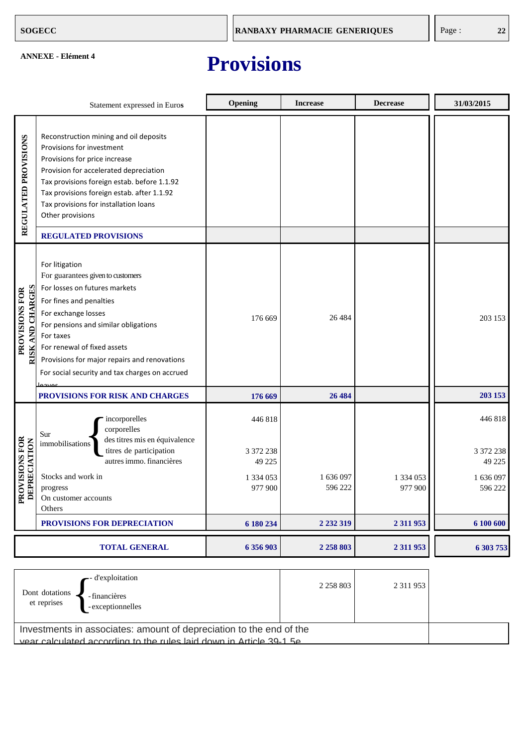ANNEXE - Elément 4

# Provisions

| Statement expressed in Euros | | Opening | Increase | Decrease | 31/03/2015 |
|---|---|---|---|---|---|
| REGULATED PROVISIONS | Reconstruction mining and oil deposits<br>Provisions for investment<br>Provisions for price increase<br>Provision for accelerated depreciation<br>Tax provisions foreign estab. before 1.1.92<br>Tax provisions foreign estab. after 1.1.92<br>Tax provisions for installation loans<br>Other provisions | | | | |
| | **REGULATED PROVISIONS** | | | | |
| PROVISIONS FOR RISK AND CHARGES | For litigation<br>For guarantees given to customers<br>For losses on futures markets<br>For fines and penalties<br>For exchange losses<br>For pensions and similar obligations<br>For taxes<br>For renewal of fixed assets<br>Provisions for major repairs and renovations<br>For social security and tax charges on accrued leaves | 176 669 | 26 484 | | 203 153 |
| | **PROVISIONS FOR RISK AND CHARGES** | **176 669** | **26 484** | | **203 153** |
| PROVISIONS FOR DEPRECIATION | Sur immobilisations - incorporelles | 446 818 | | | 446 818 |
| | Sur immobilisations - corporelles | | | | |
| | Sur immobilisations - des titres mis en équivalence | | | | |
| | Sur immobilisations - titres de participation | 3 372 238 | | | 3 372 238 |
| | Sur immobilisations - autres immo. financières | 49 225 | | | 49 225 |
| | Stocks and work in progress | 1 334 053 | 1 636 097 | 1 334 053 | 1 636 097 |
| | On customer accounts | 977 900 | 596 222 | 977 900 | 596 222 |
| | Others | | | | |
| | **PROVISIONS FOR DEPRECIATION** | **6 180 234** | **2 232 319** | **2 311 953** | **6 100 600** |
| | **TOTAL GENERAL** | **6 356 903** | **2 258 803** | **2 311 953** | **6 303 753** |

| | | | |
|---|---|---|---|
| Dont dotations et reprises - d'exploitation<br>- financières<br>- exceptionnelles | 2 258 803 | 2 311 953 | |
| Investments in associates: amount of depreciation to the end of the year calculated according to the rules laid down in Article 39-1 5e | | | |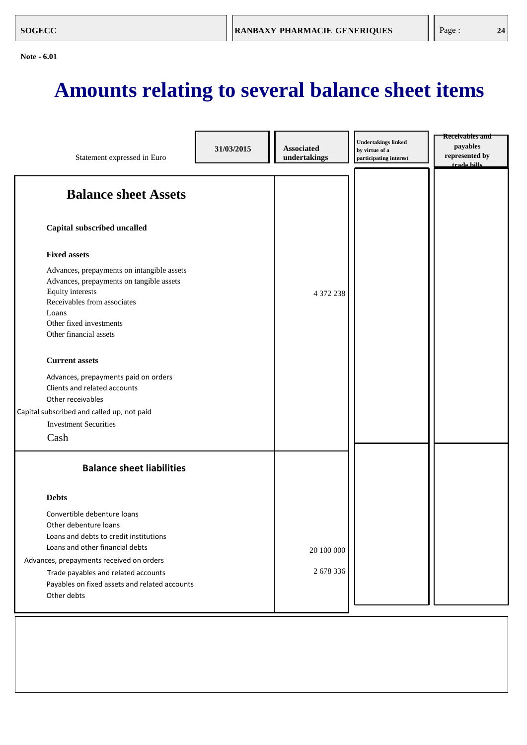Note - 6.01

# Amounts relating to several balance sheet items

| Statement expressed in Euro | 31/03/2015 | Associated undertakings | Undertakings linked by virtue of a participating interest | Receivables and payables represented by trade bills |
|---|---|---|---|---|
| **Balance sheet Assets** | | | | |
| **Capital subscribed uncalled** | | | | |
| **Fixed assets** | | | | |
| Advances, prepayments on intangible assets | | | | |
| Advances, prepayments on tangible assets | | | | |
| Equity interests | | 4 372 238 | | |
| Receivables from associates | | | | |
| Loans | | | | |
| Other fixed investments | | | | |
| Other financial assets | | | | |
| **Current assets** | | | | |
| Advances, prepayments paid on orders | | | | |
| Clients and related accounts | | | | |
| Other receivables | | | | |
| Capital subscribed and called up, not paid | | | | |
| Investment Securities | | | | |
| Cash | | | | |
| **Balance sheet liabilities** | | | | |
| **Debts** | | | | |
| Convertible debenture loans | | | | |
| Other debenture loans | | | | |
| Loans and debts to credit institutions | | | | |
| Loans and other financial debts | | 20 100 000 | | |
| Advances, prepayments received on orders | | | | |
| Trade payables and related accounts | | 2 678 336 | | |
| Payables on fixed assets and related accounts | | | | |
| Other debts | | | | |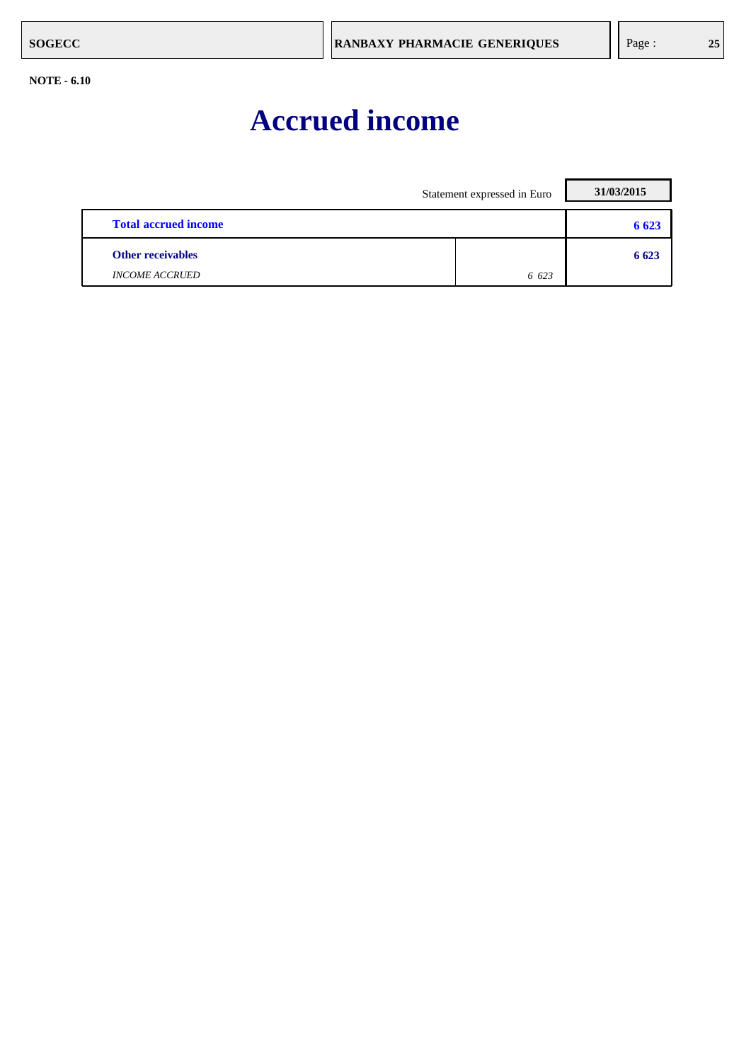NOTE - 6.10

# Accrued income

| Statement expressed in Euro | | 31/03/2015 |
|---|---|---|
| **Total accrued income** | | **6 623** |
| **Other receivables** | | **6 623** |
| *INCOME ACCRUED* | *6 623* | |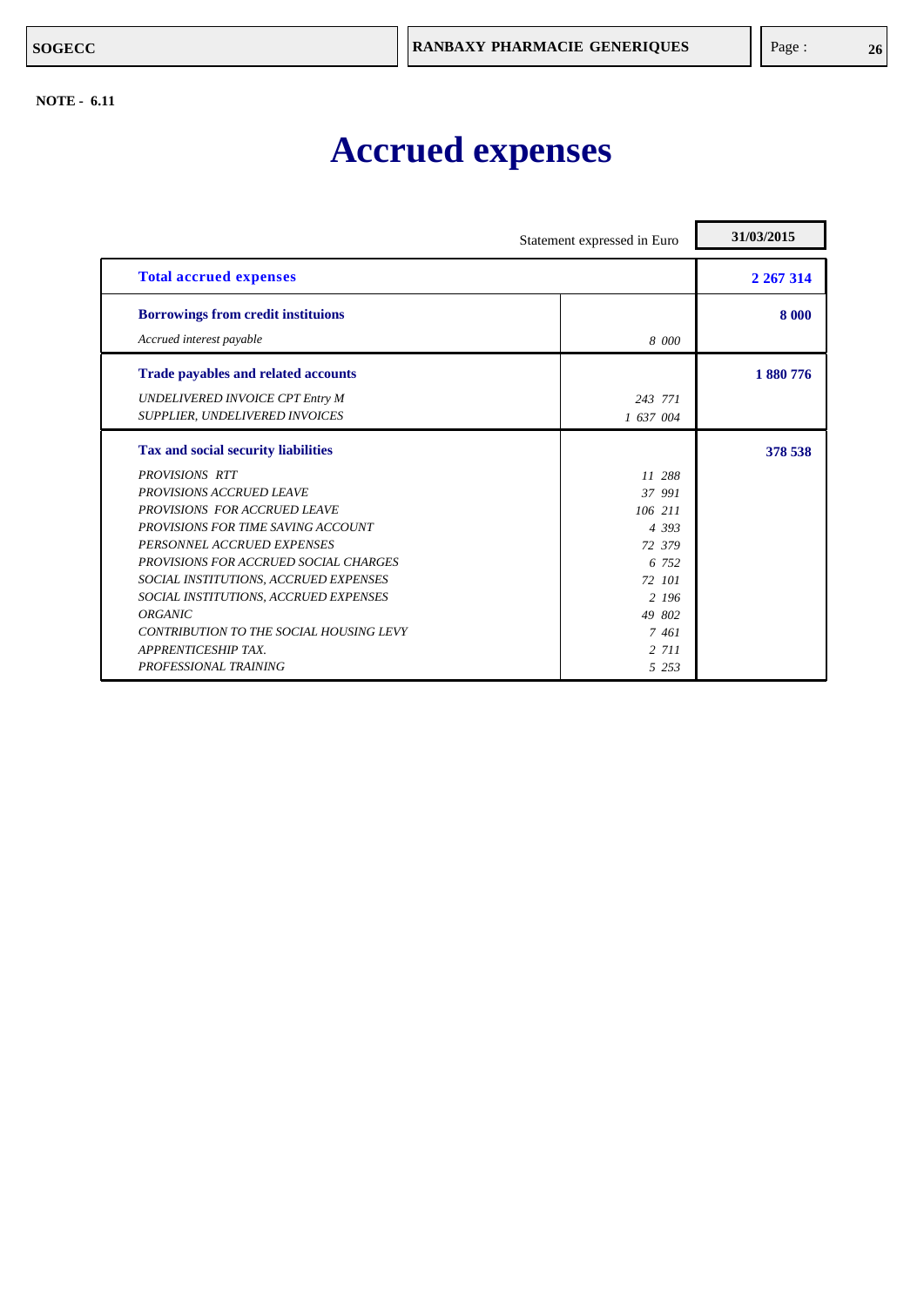NOTE - 6.11

# Accrued expenses

| Statement expressed in Euro | | 31/03/2015 |
|---|---|---|
| **Total accrued expenses** | | **2 267 314** |
| **Borrowings from credit instituions** | | **8 000** |
| *Accrued interest payable* | *8 000* | |
| **Trade payables and related accounts** | | **1 880 776** |
| *UNDELIVERED INVOICE CPT Entry M* | *243 771* | |
| *SUPPLIER, UNDELIVERED INVOICES* | *1 637 004* | |
| **Tax and social security liabilities** | | **378 538** |
| *PROVISIONS RTT* | *11 288* | |
| *PROVISIONS ACCRUED LEAVE* | *37 991* | |
| *PROVISIONS FOR ACCRUED LEAVE* | *106 211* | |
| *PROVISIONS FOR TIME SAVING ACCOUNT* | *4 393* | |
| *PERSONNEL ACCRUED EXPENSES* | *72 379* | |
| *PROVISIONS FOR ACCRUED SOCIAL CHARGES* | *6 752* | |
| *SOCIAL INSTITUTIONS, ACCRUED EXPENSES* | *72 101* | |
| *SOCIAL INSTITUTIONS, ACCRUED EXPENSES* | *2 196* | |
| *ORGANIC* | *49 802* | |
| *CONTRIBUTION TO THE SOCIAL HOUSING LEVY* | *7 461* | |
| *APPRENTICESHIP TAX.* | *2 711* | |
| *PROFESSIONAL TRAINING* | *5 253* | |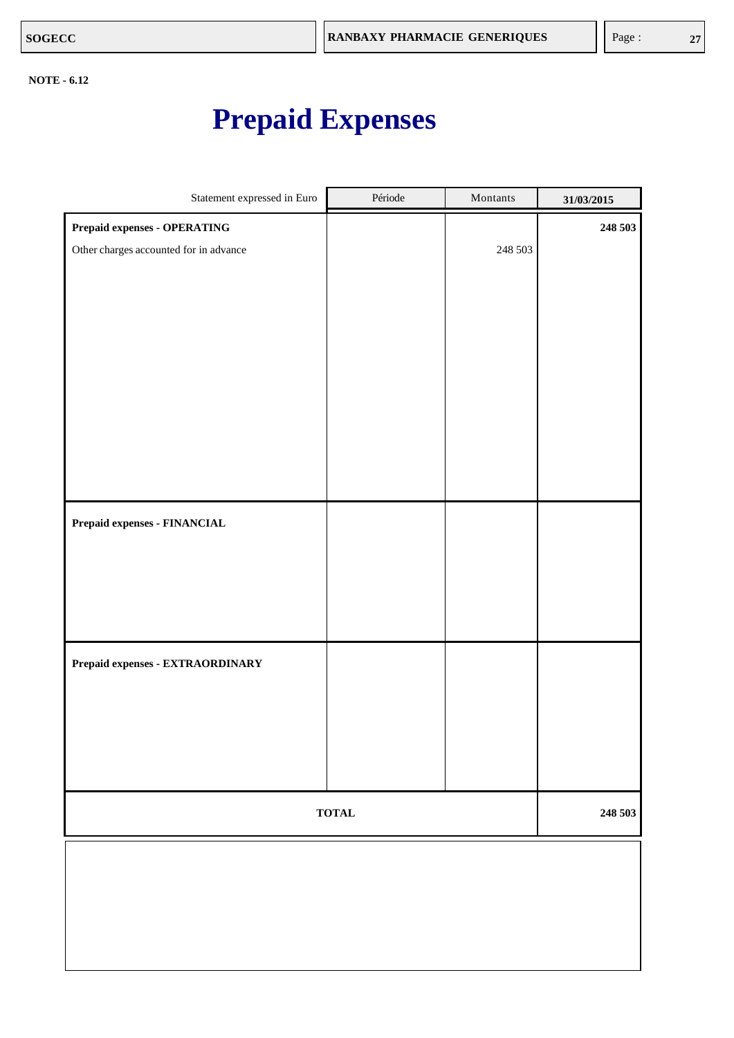NOTE - 6.12

# Prepaid Expenses

| Statement expressed in Euro | Période | Montants | 31/03/2015 |
|---|---|---|---|
| **Prepaid expenses - OPERATING** | | | **248 503** |
| Other charges accounted for in advance | | 248 503 | |
| **Prepaid expenses - FINANCIAL** | | | |
| **Prepaid expenses - EXTRAORDINARY** | | | |
| **TOTAL** | | | **248 503** |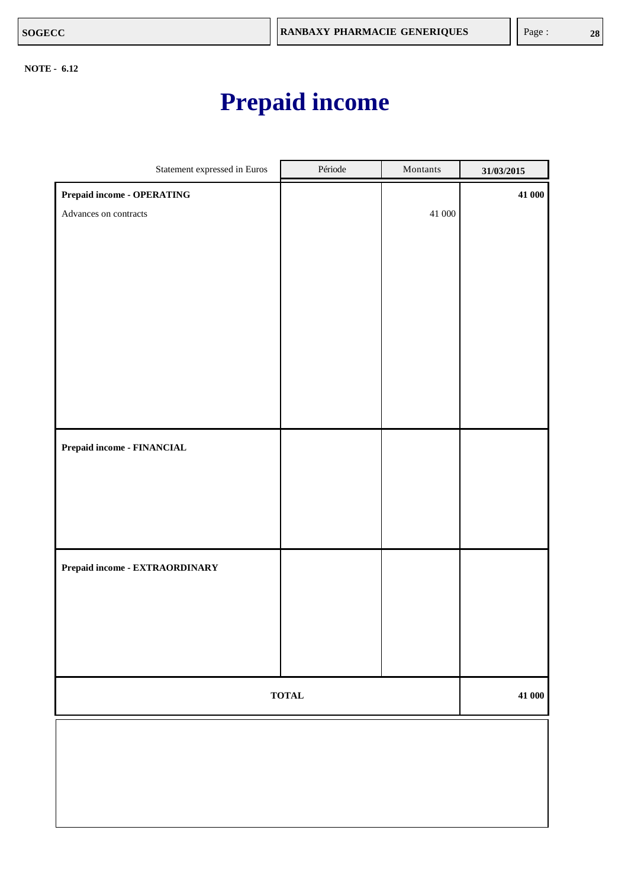NOTE - 6.12

# Prepaid income

| Statement expressed in Euros | Période | Montants | 31/03/2015 |
|---|---|---|---|
| **Prepaid income - OPERATING** | | | **41 000** |
| Advances on contracts | | 41 000 | |
| **Prepaid income - FINANCIAL** | | | |
| **Prepaid income - EXTRAORDINARY** | | | |
| **TOTAL** | | | **41 000** |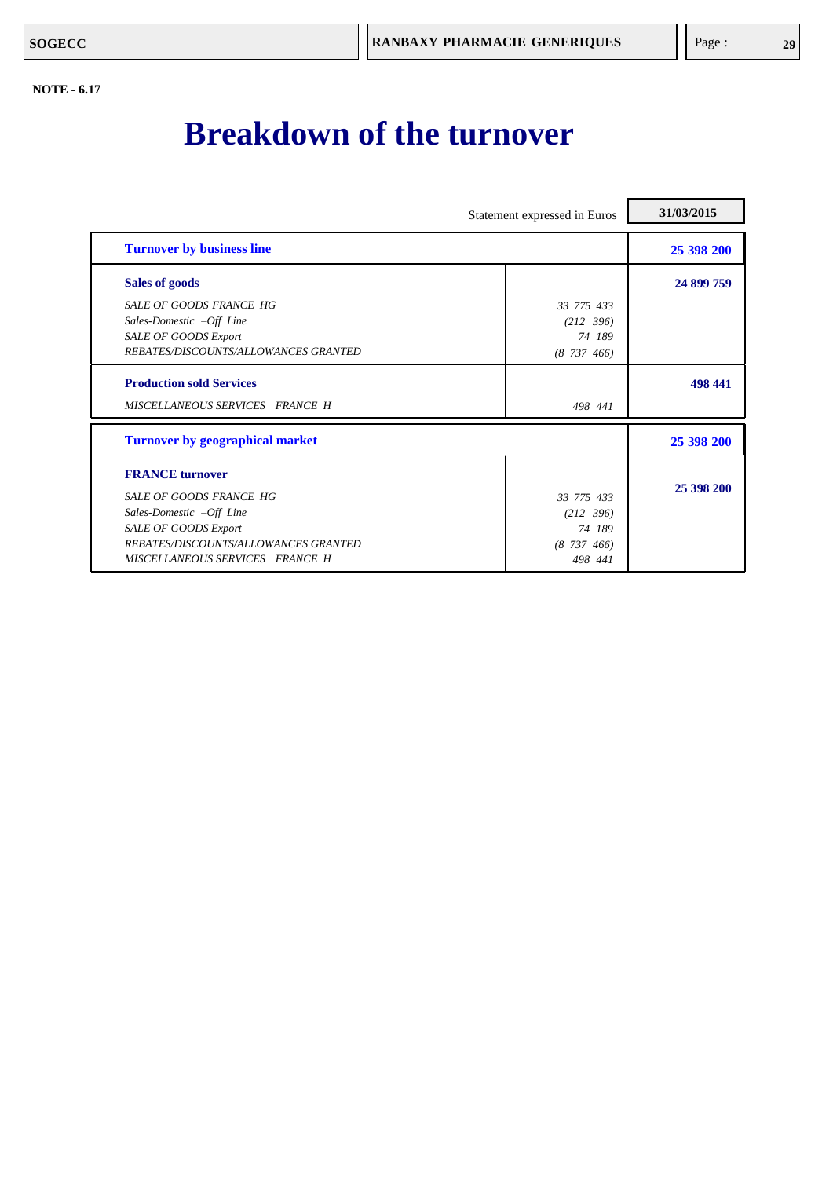**NOTE - 6.17**

# Breakdown of the turnover

| Statement expressed in Euros | | 31/03/2015 |
|---|---|---|
| **Turnover by business line** | | **25 398 200** |
| **Sales of goods** | | **24 899 759** |
| *SALE OF GOODS FRANCE HG* | *33 775 433* | |
| *Sales-Domestic –Off Line* | *(212 396)* | |
| *SALE OF GOODS Export* | *74 189* | |
| *REBATES/DISCOUNTS/ALLOWANCES GRANTED* | *(8 737 466)* | |
| **Production sold Services** | | **498 441** |
| *MISCELLANEOUS SERVICES FRANCE H* | *498 441* | |
| **Turnover by geographical market** | | **25 398 200** |
| **FRANCE turnover** | | **25 398 200** |
| *SALE OF GOODS FRANCE HG* | *33 775 433* | |
| *Sales-Domestic –Off Line* | *(212 396)* | |
| *SALE OF GOODS Export* | *74 189* | |
| *REBATES/DISCOUNTS/ALLOWANCES GRANTED* | *(8 737 466)* | |
| *MISCELLANEOUS SERVICES FRANCE H* | *498 441* | |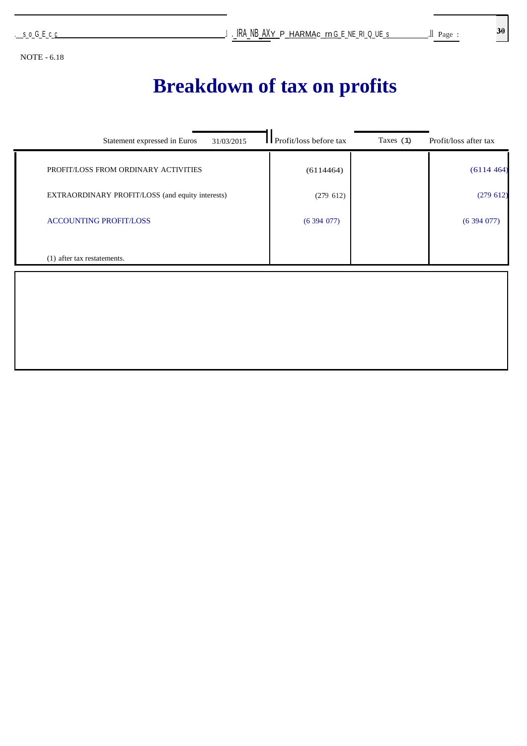NOTE - 6.18

# Breakdown of tax on profits

| Statement expressed in Euros 31/03/2015 | Profit/loss before tax | Taxes (1) | Profit/loss after tax |
|---|---|---|---|
| PROFIT/LOSS FROM ORDINARY ACTIVITIES | (6114464) | | (6114 464) |
| EXTRAORDINARY PROFIT/LOSS (and equity interests) | (279 612) | | (279 612) |
| ACCOUNTING PROFIT/LOSS | (6 394 077) | | (6 394 077) |
| (1) after tax restatements. | | | |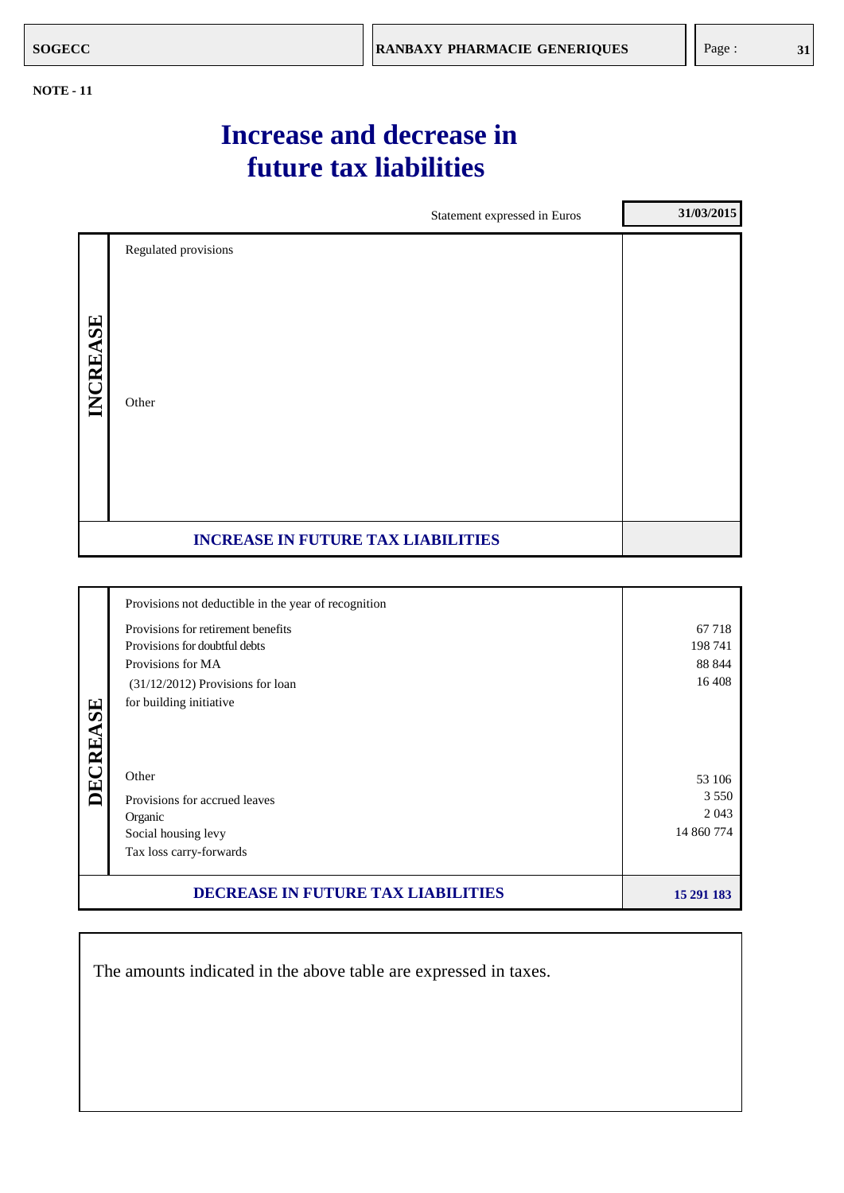**NOTE - 11**

# Increase and decrease in future tax liabilities

| | Statement expressed in Euros | 31/03/2015 |
|---|---|---|
| INCREASE | Regulated provisions | |
| | Other | |
| | **INCREASE IN FUTURE TAX LIABILITIES** | |

| | | |
|---|---|---|
| DECREASE | Provisions not deductible in the year of recognition | |
| | Provisions for retirement benefits | 67 718 |
| | Provisions for doubtful debts | 198 741 |
| | Provisions for MA | 88 844 |
| | (31/12/2012) Provisions for loan for building initiative | 16 408 |
| | Other | 53 106 |
| | Provisions for accrued leaves | 3 550 |
| | Organic | 2 043 |
| | Social housing levy | 14 860 774 |
| | Tax loss carry-forwards | |
| | **DECREASE IN FUTURE TAX LIABILITIES** | **15 291 183** |

The amounts indicated in the above table are expressed in taxes.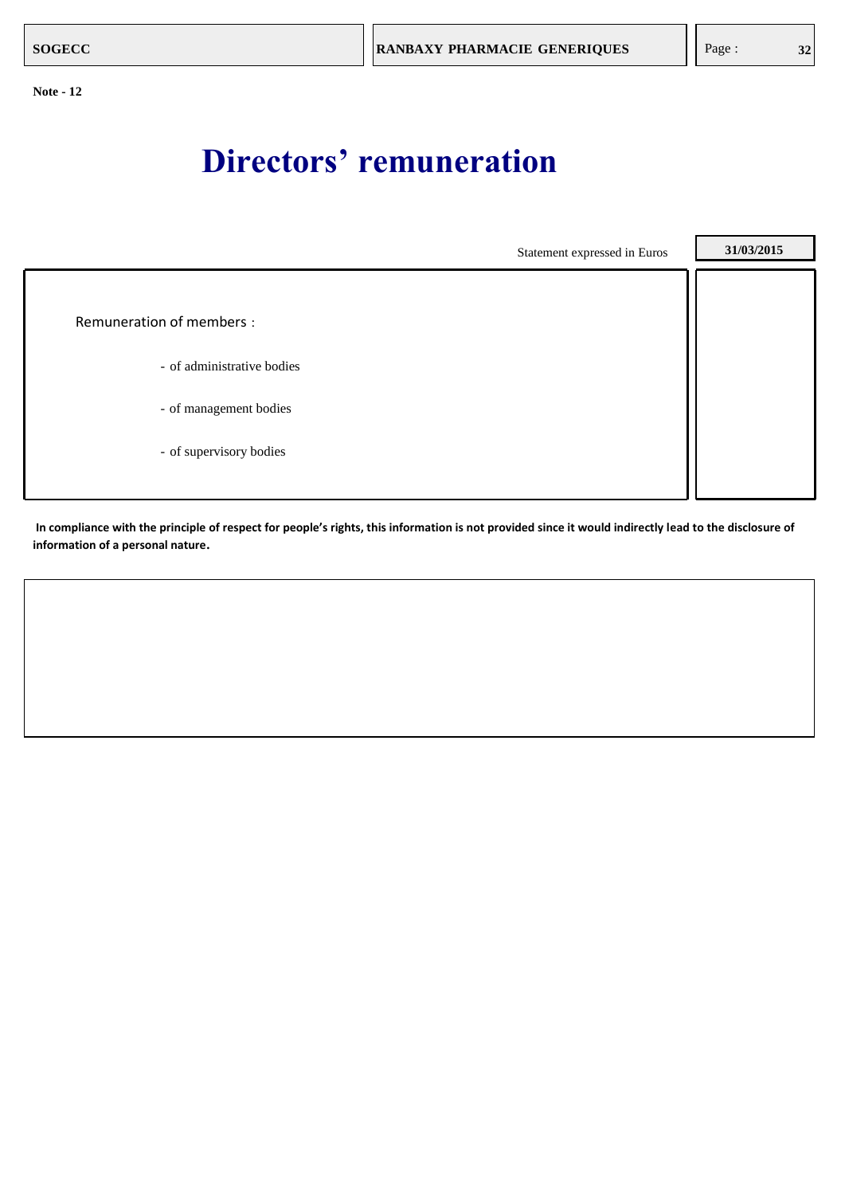**Note - 12**

# Directors' remuneration

| Statement expressed in Euros | 31/03/2015 |
|---|---|
| Remuneration of members : | |
| - of administrative bodies | |
| - of management bodies | |
| - of supervisory bodies | |

**In compliance with the principle of respect for people's rights, this information is not provided since it would indirectly lead to the disclosure of information of a personal nature.**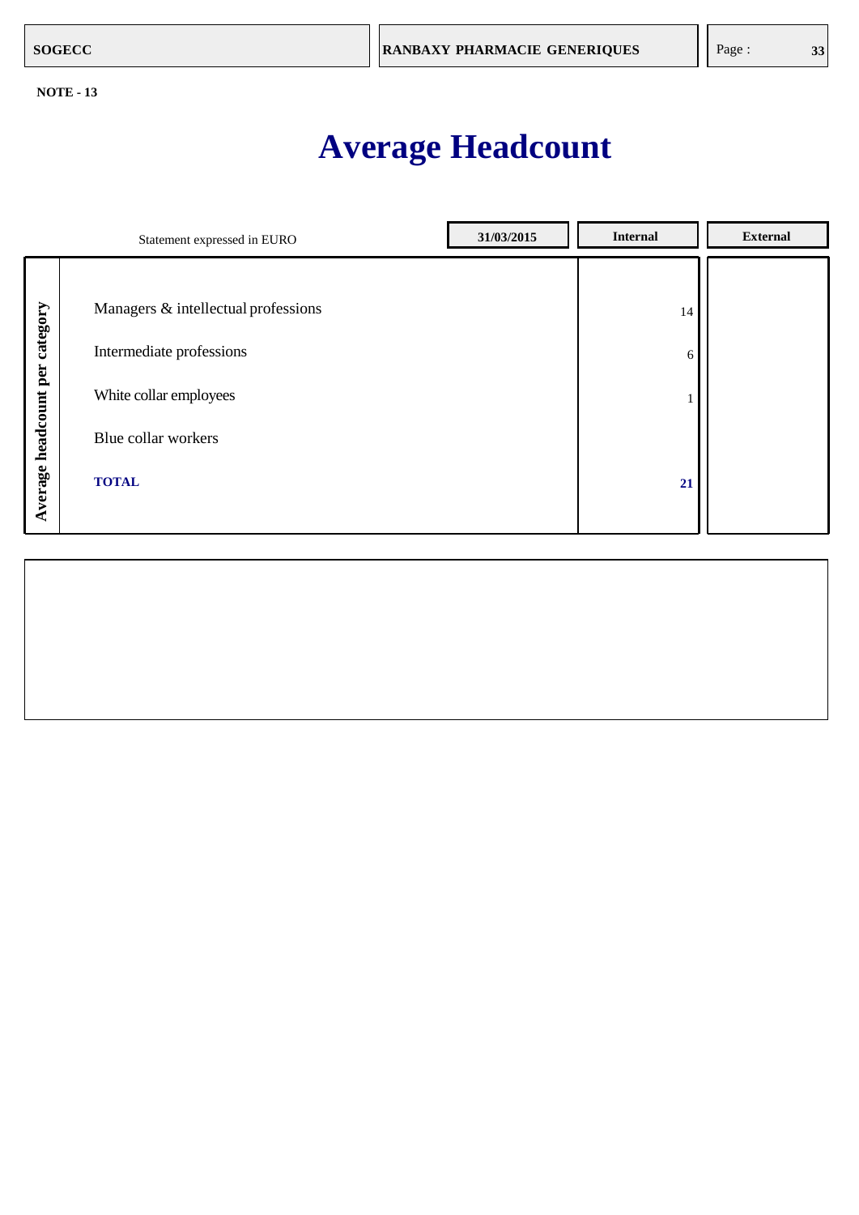NOTE - 13

# Average Headcount

| Statement expressed in EURO | 31/03/2015 Internal | External |
|---|---|---|
| **Average headcount per category** | | |
| Managers & intellectual professions | 14 | |
| Intermediate professions | 6 | |
| White collar employees | 1 | |
| Blue collar workers | | |
| **TOTAL** | **21** | |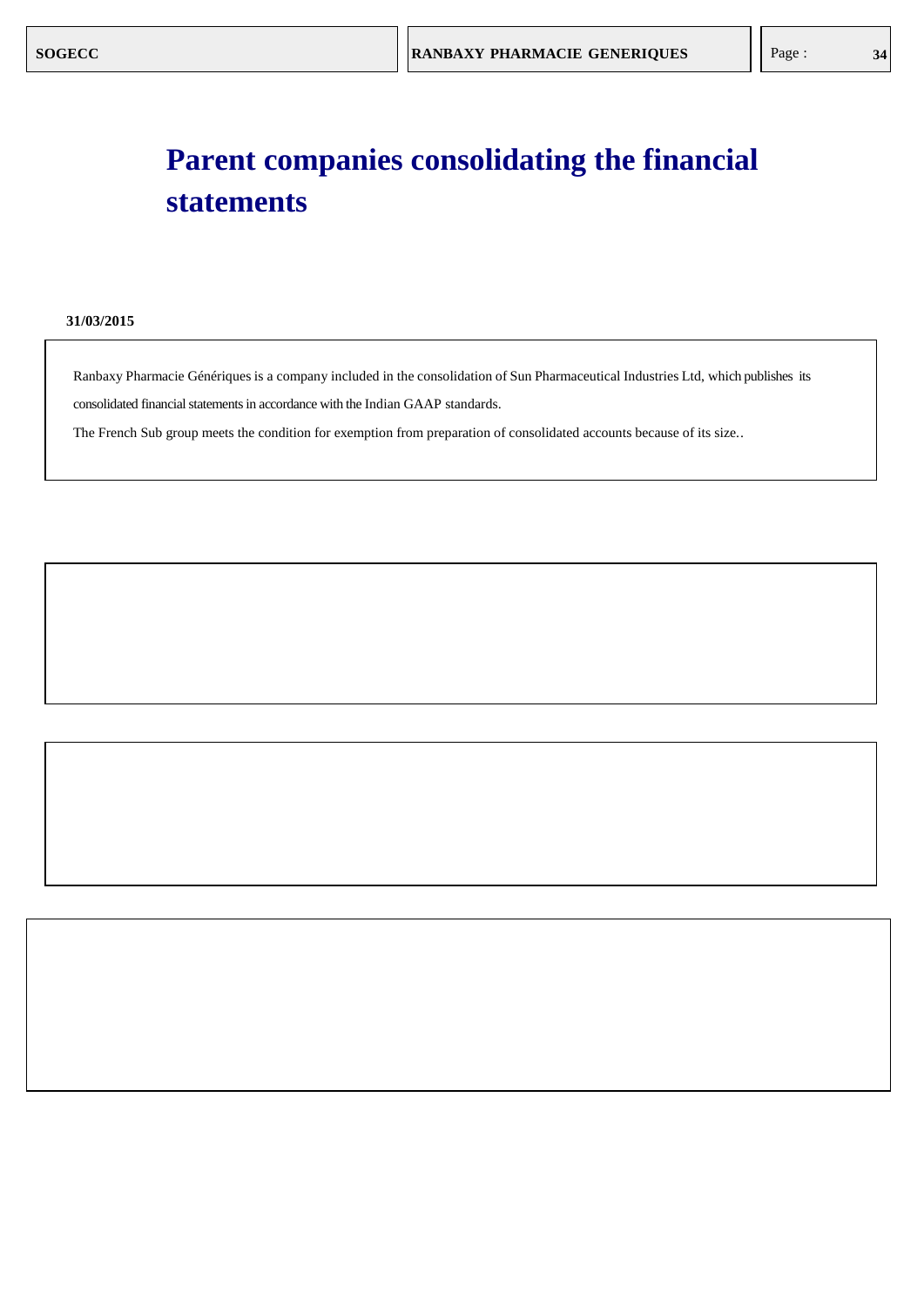# Parent companies consolidating the financial statements

**31/03/2015**

Ranbaxy Pharmacie Génériques is a company included in the consolidation of Sun Pharmaceutical Industries Ltd, which publishes its consolidated financial statements in accordance with the Indian GAAP standards.

The French Sub group meets the condition for exemption from preparation of consolidated accounts because of its size..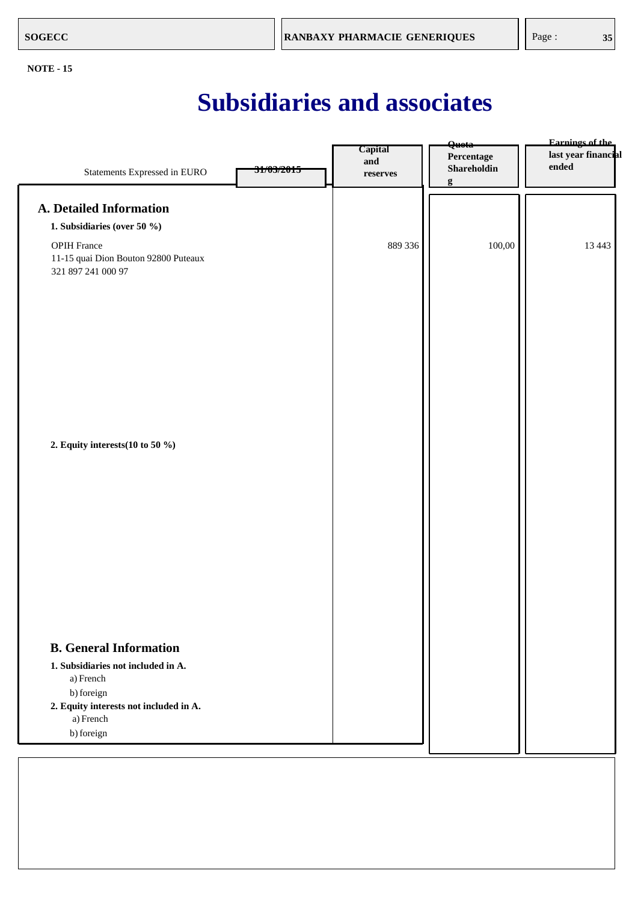**NOTE - 15**

# Subsidiaries and associates

| Statements Expressed in EURO 31/03/2015 | Capital and reserves | Quota Percentage Shareholding | Earnings of the last year financial ended |
|---|---|---|---|
| **A. Detailed Information** | | | |
| **1. Subsidiaries (over 50 %)** | | | |
| OPIH France<br>11-15 quai Dion Bouton 92800 Puteaux<br>321 897 241 000 97 | 889 336 | 100,00 | 13 443 |
| **2. Equity interests(10 to 50 %)** | | | |
| **B. General Information** | | | |
| **1. Subsidiaries not included in A.** | | | |
| a) French | | | |
| b) foreign | | | |
| **2. Equity interests not included in A.** | | | |
| a) French | | | |
| b) foreign | | | |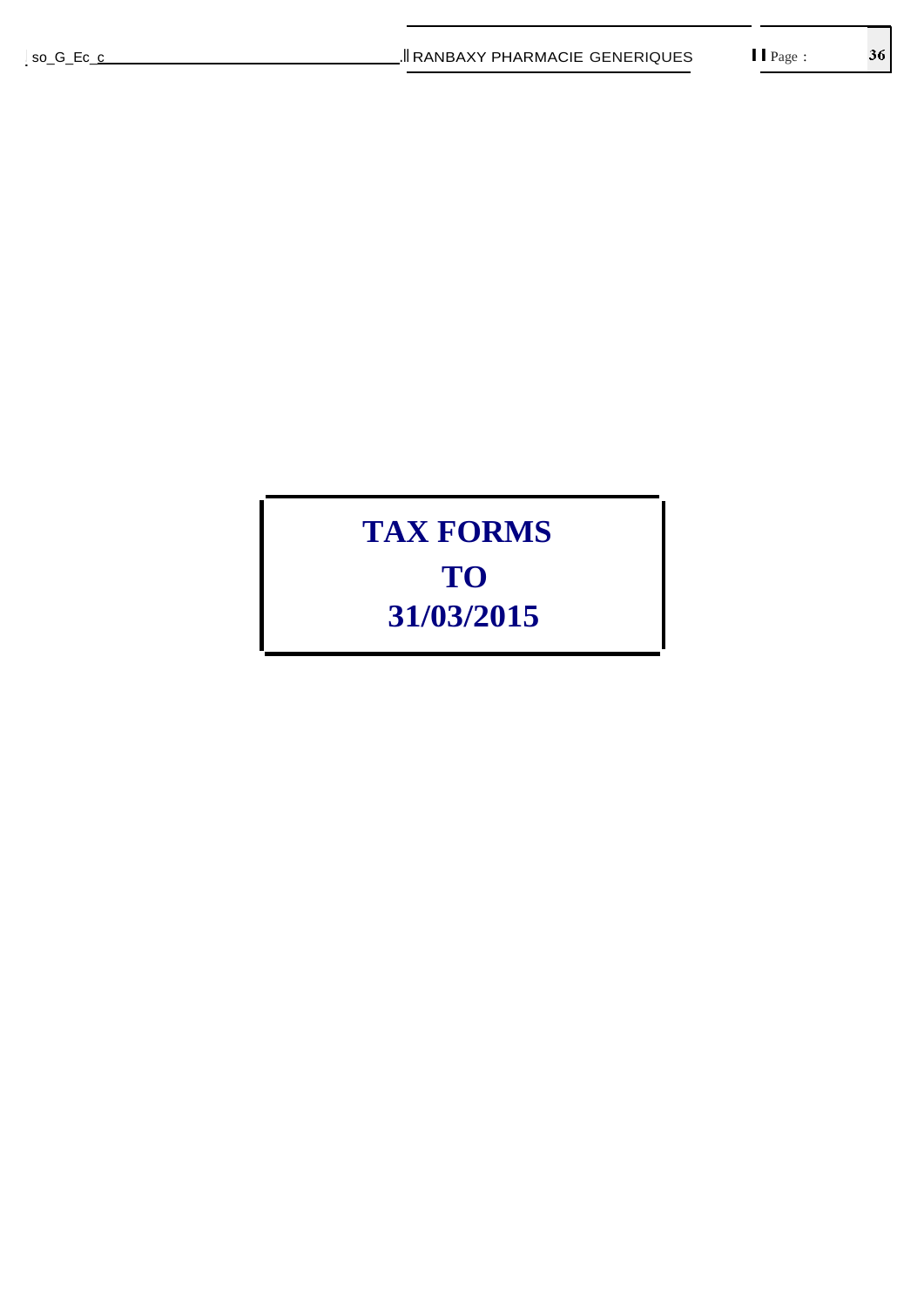# TAX FORMS

# TO

# 31/03/2015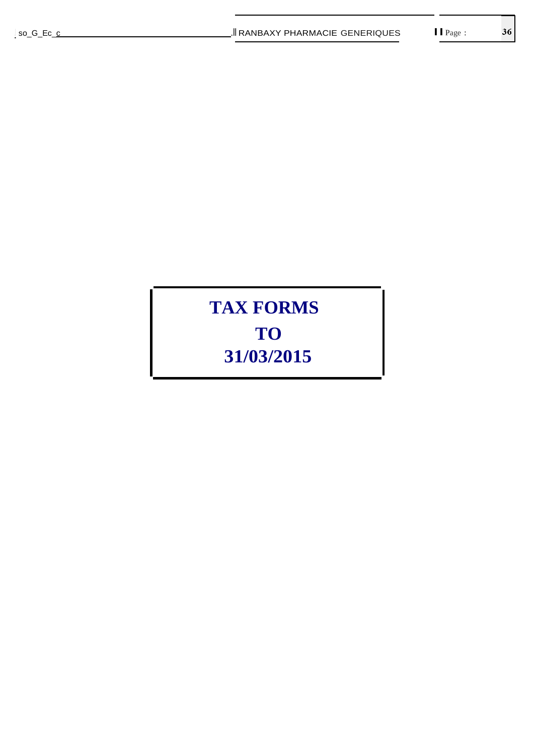# TAX FORMS

# TO

# 31/03/2015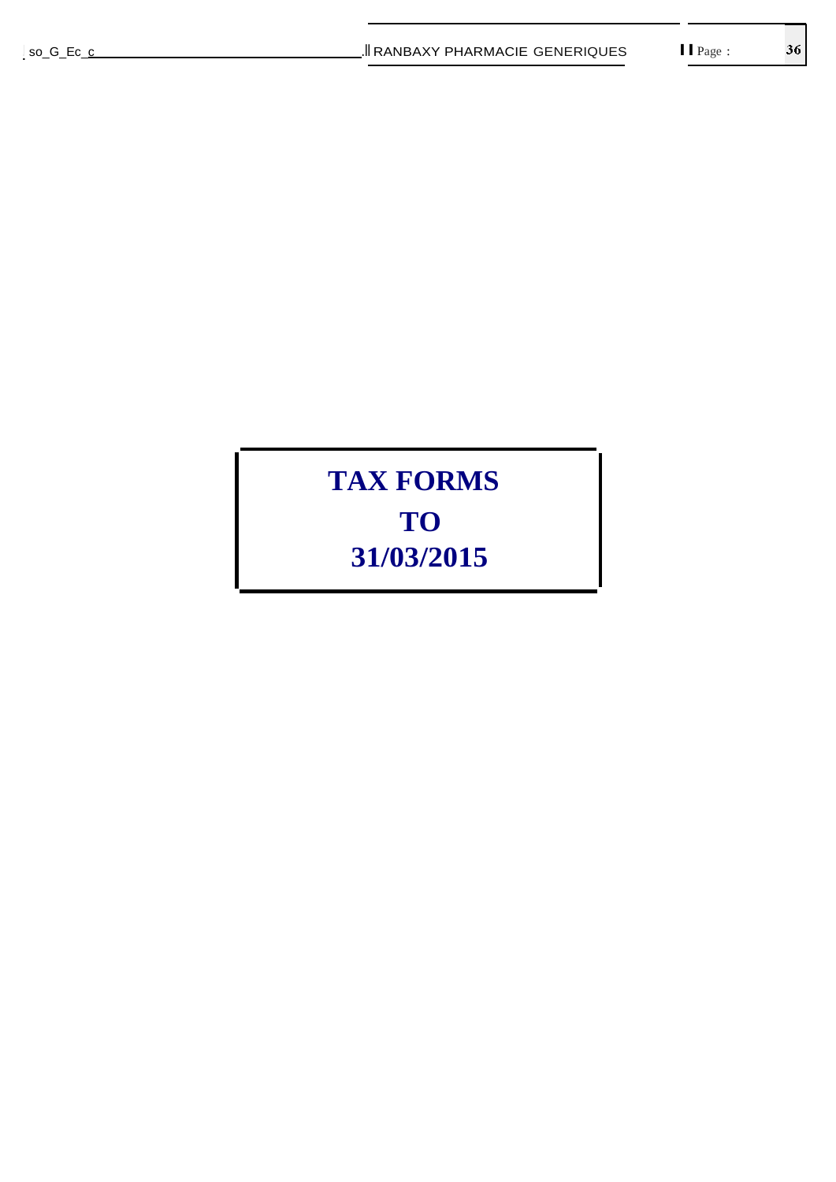# TAX FORMS
# TO
# 31/03/2015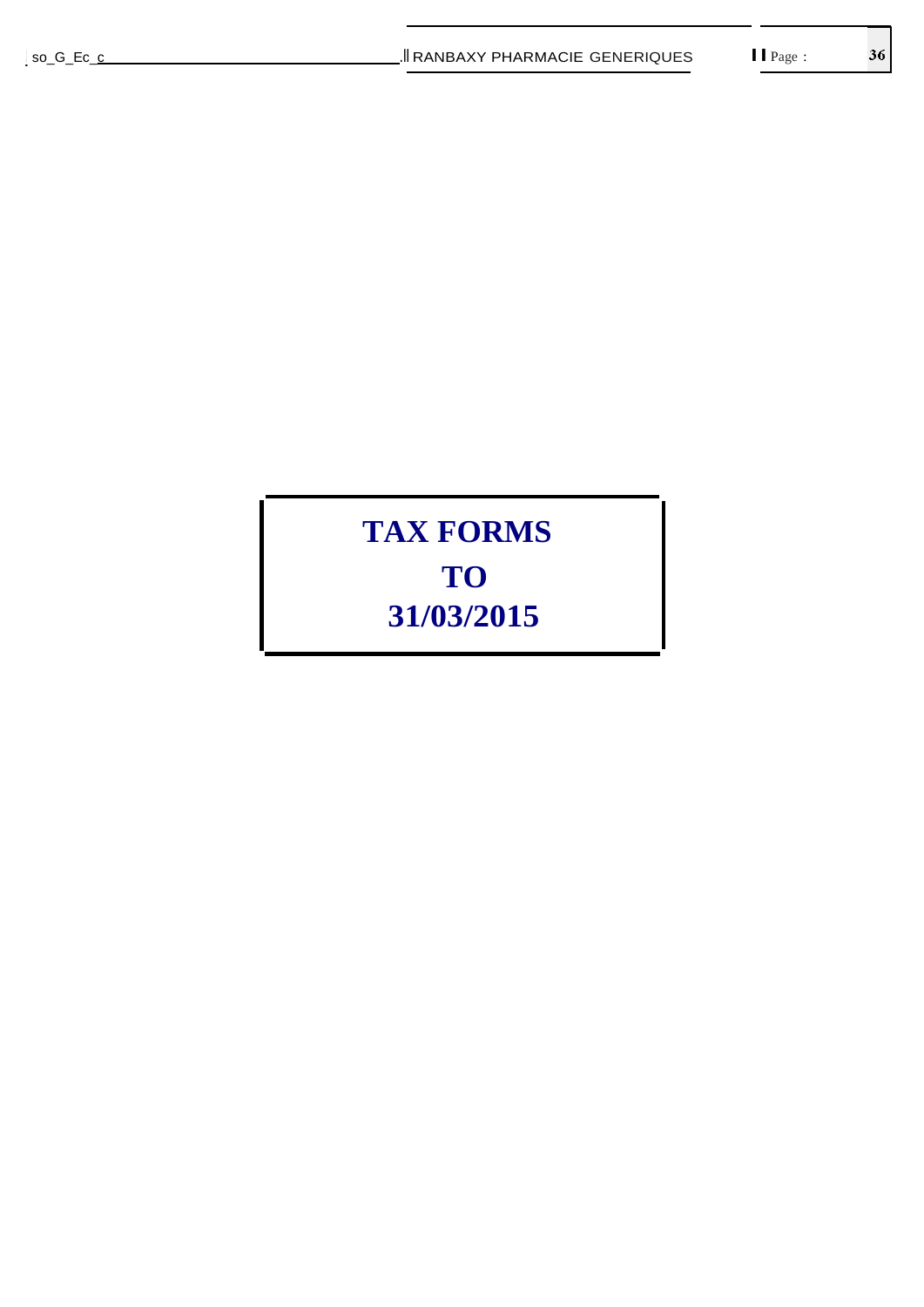# TAX FORMS

# TO

# 31/03/2015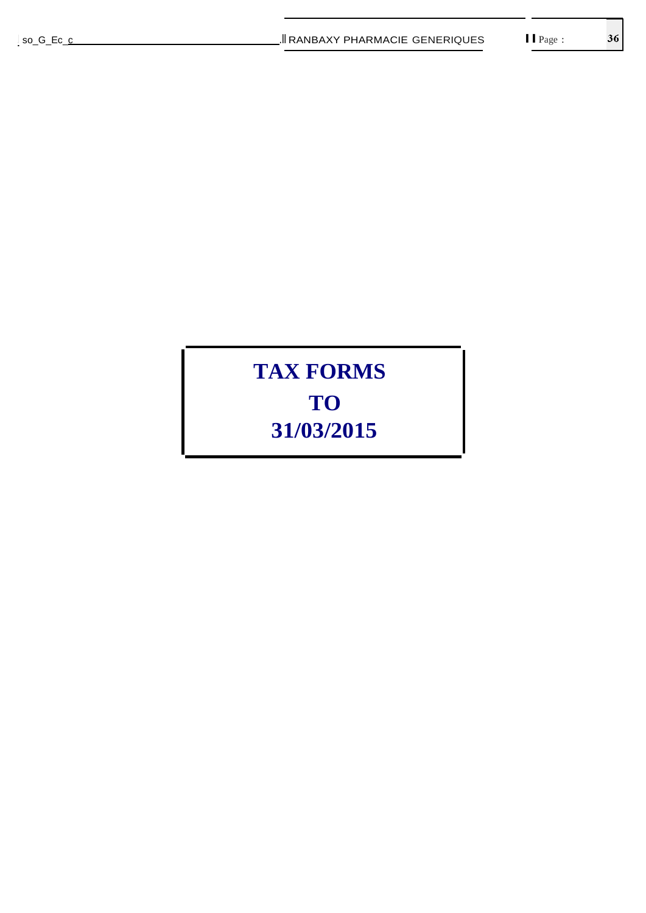# TAX FORMS

# TO

# 31/03/2015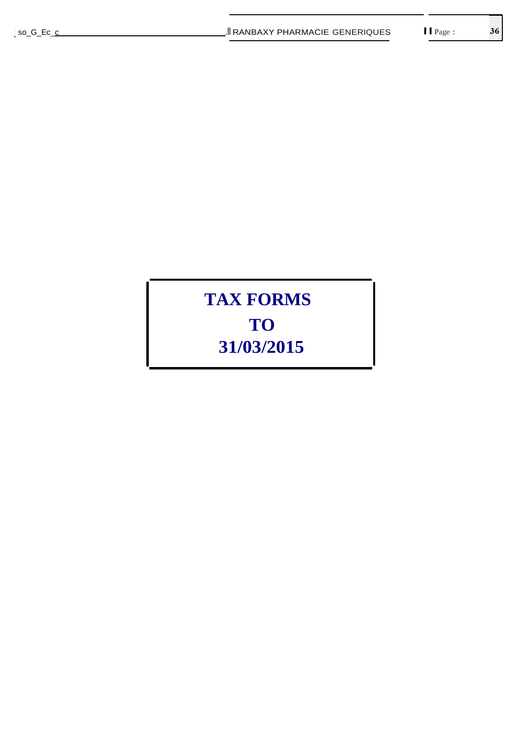# TAX FORMS
# TO
# 31/03/2015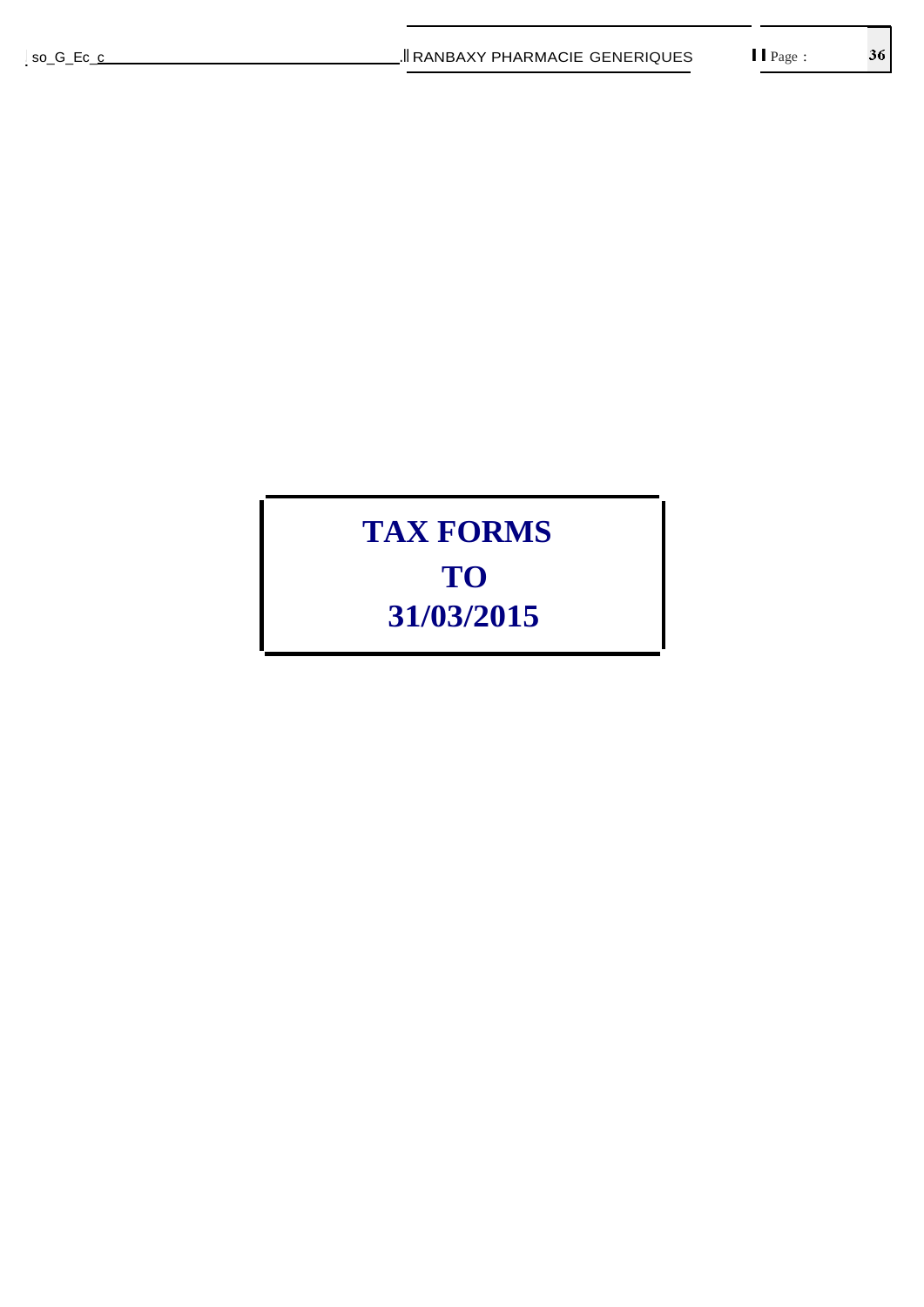# TAX FORMS
# TO
# 31/03/2015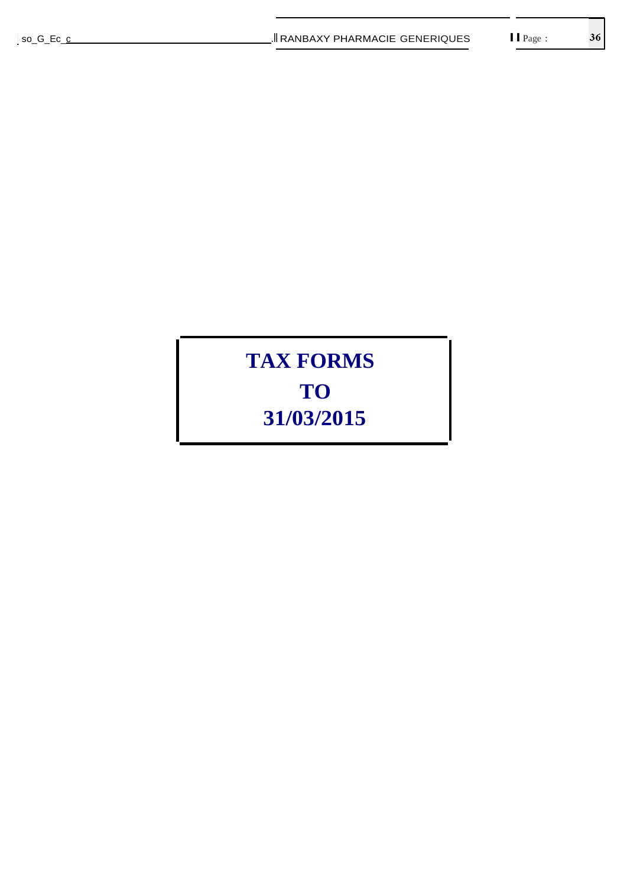# TAX FORMS

# TO

# 31/03/2015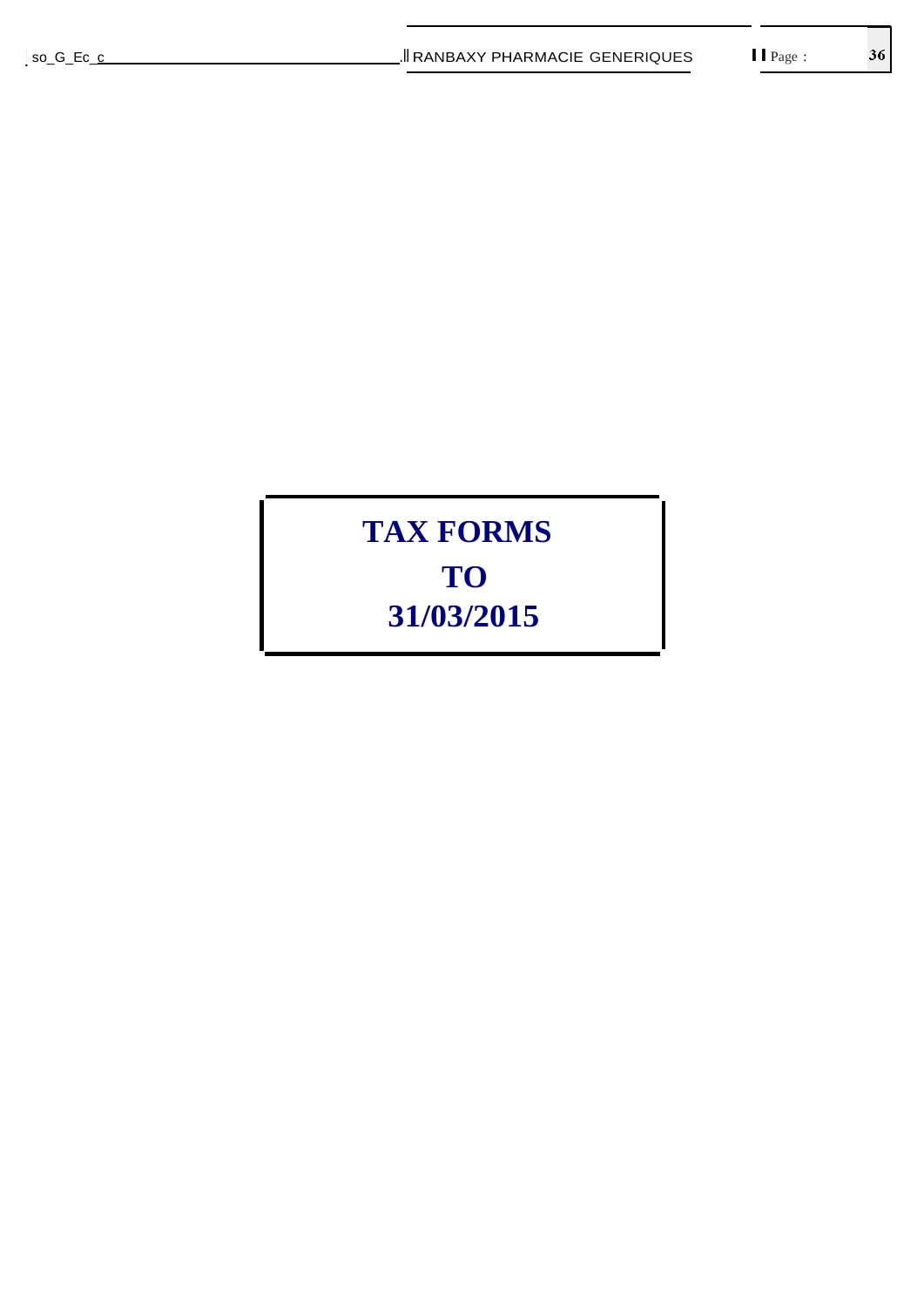# TAX FORMS TO 31/03/2015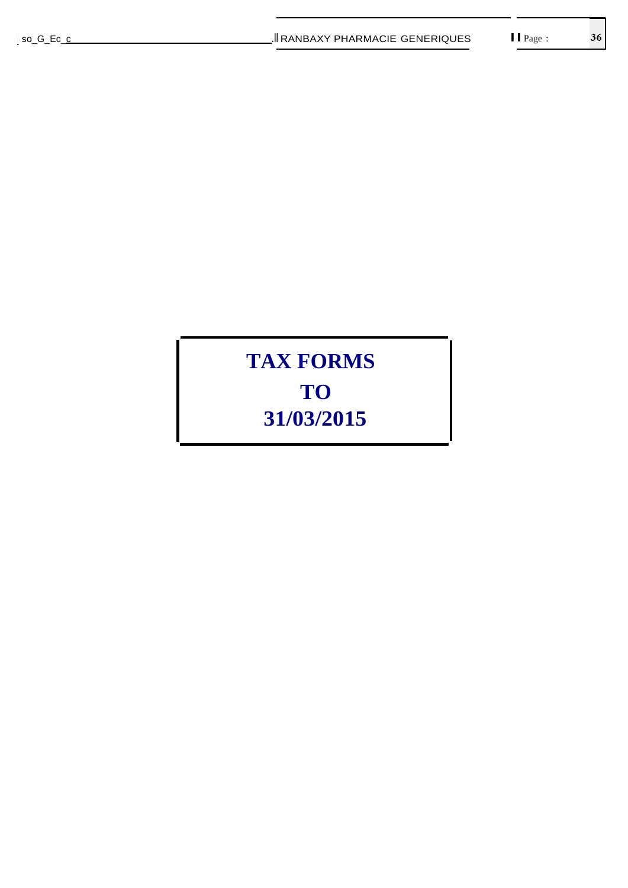# TAX FORMS
# TO
# 31/03/2015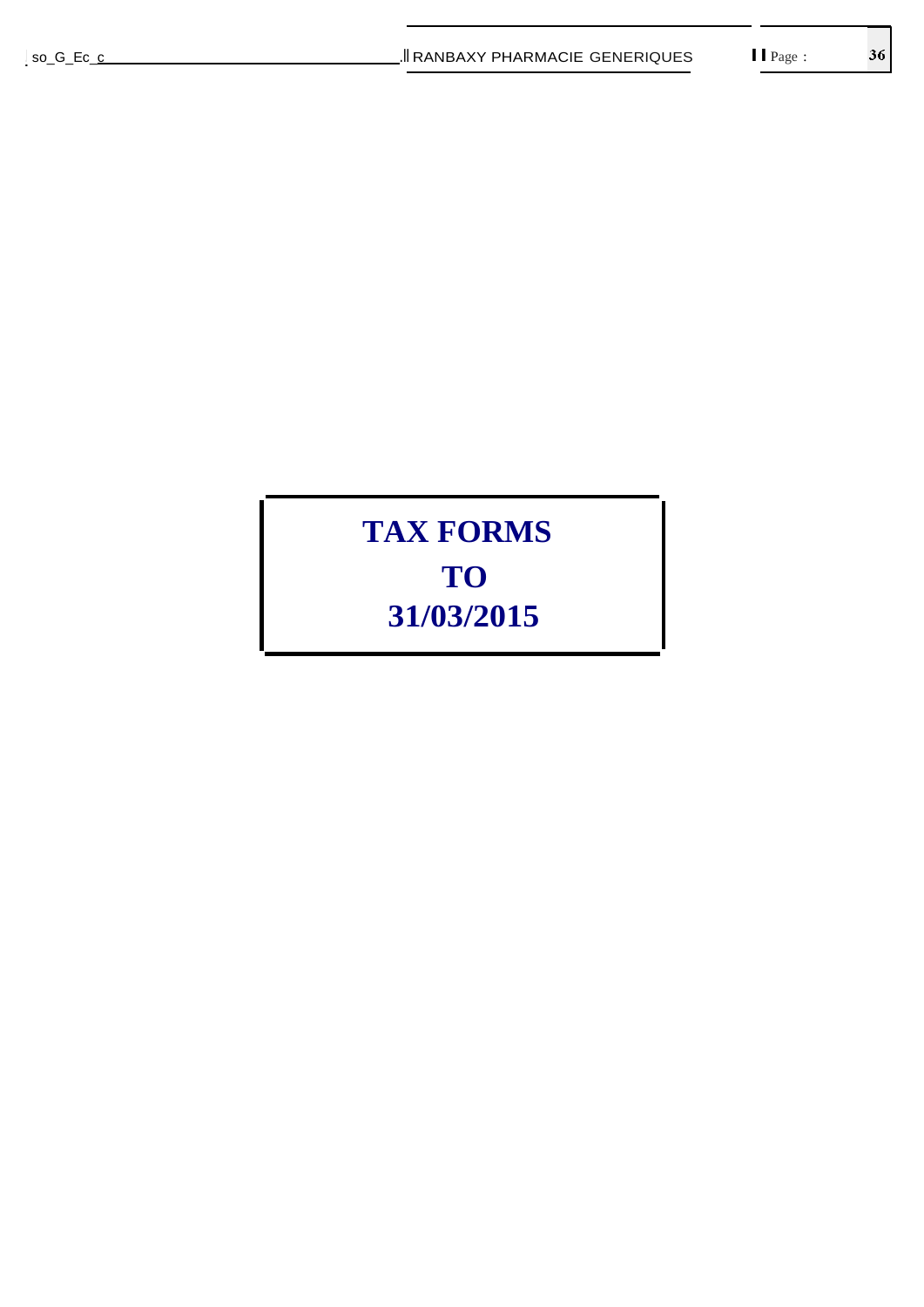# TAX FORMS

# TO

# 31/03/2015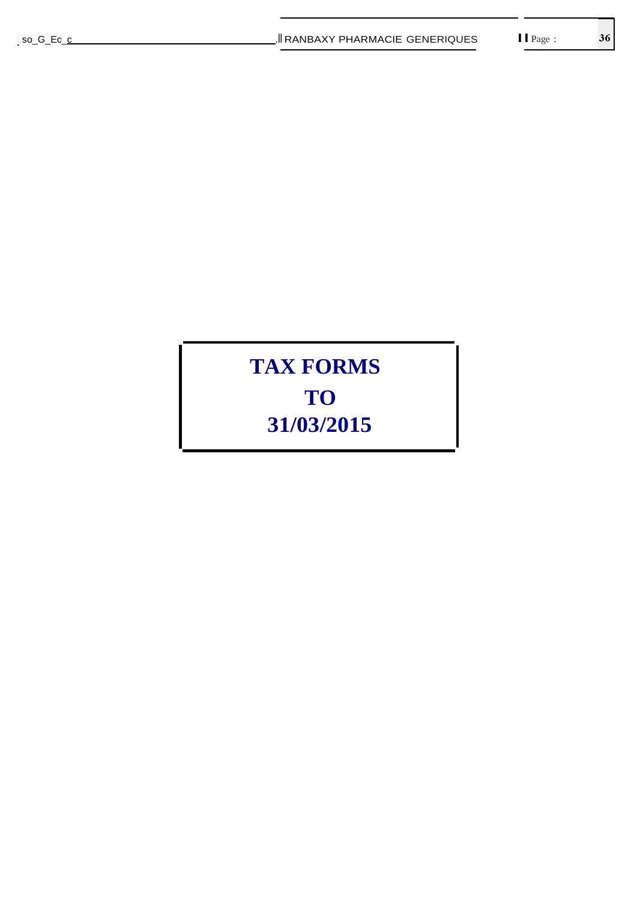# TAX FORMS

# TO

# 31/03/2015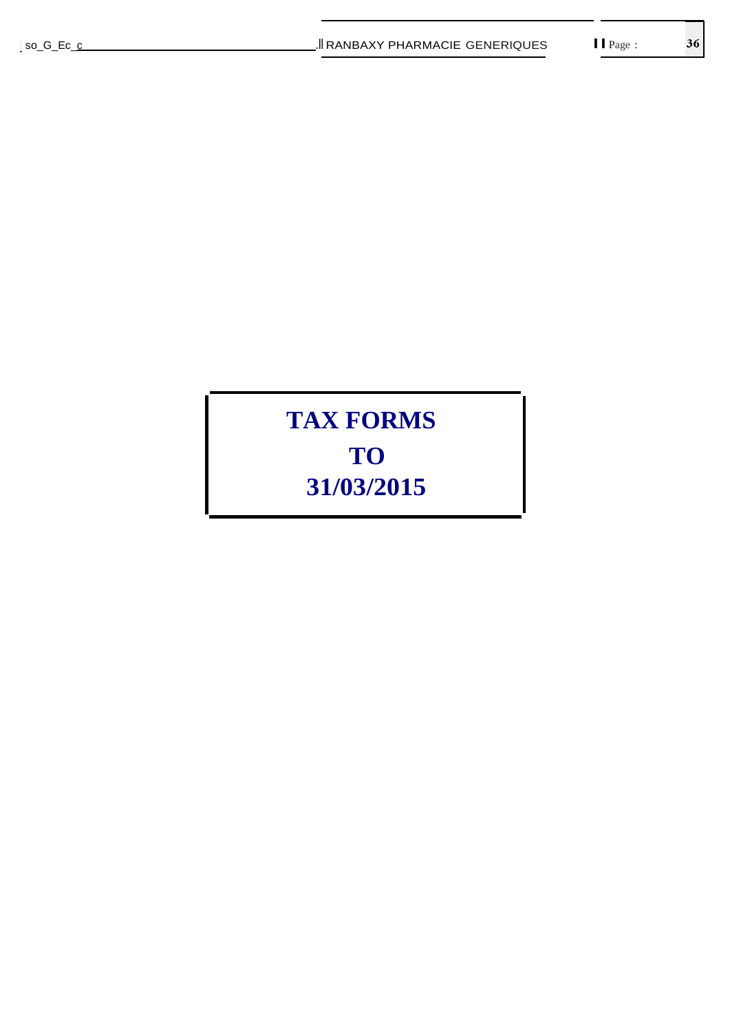# TAX FORMS

# TO

# 31/03/2015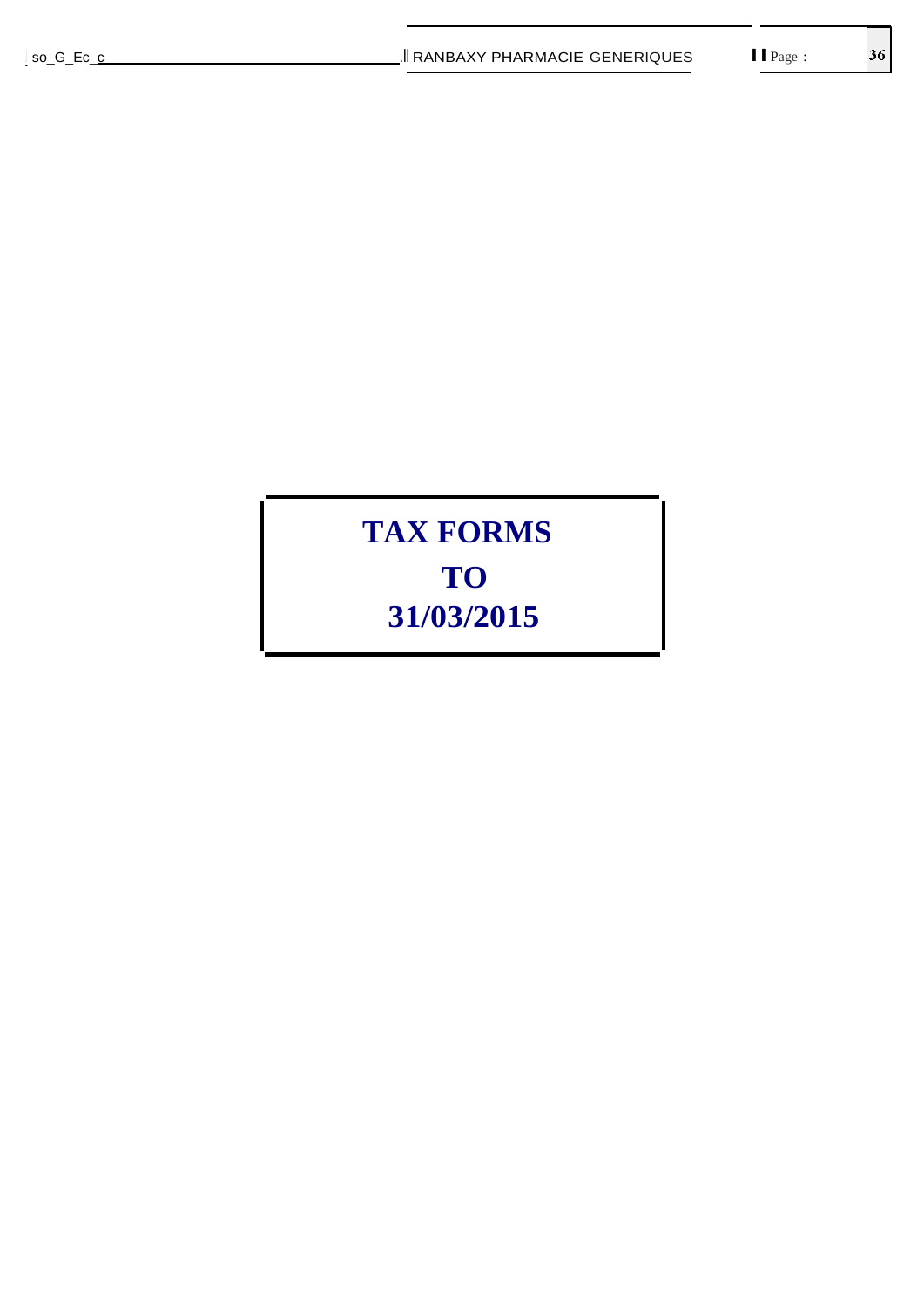# TAX FORMS

# TO

# 31/03/2015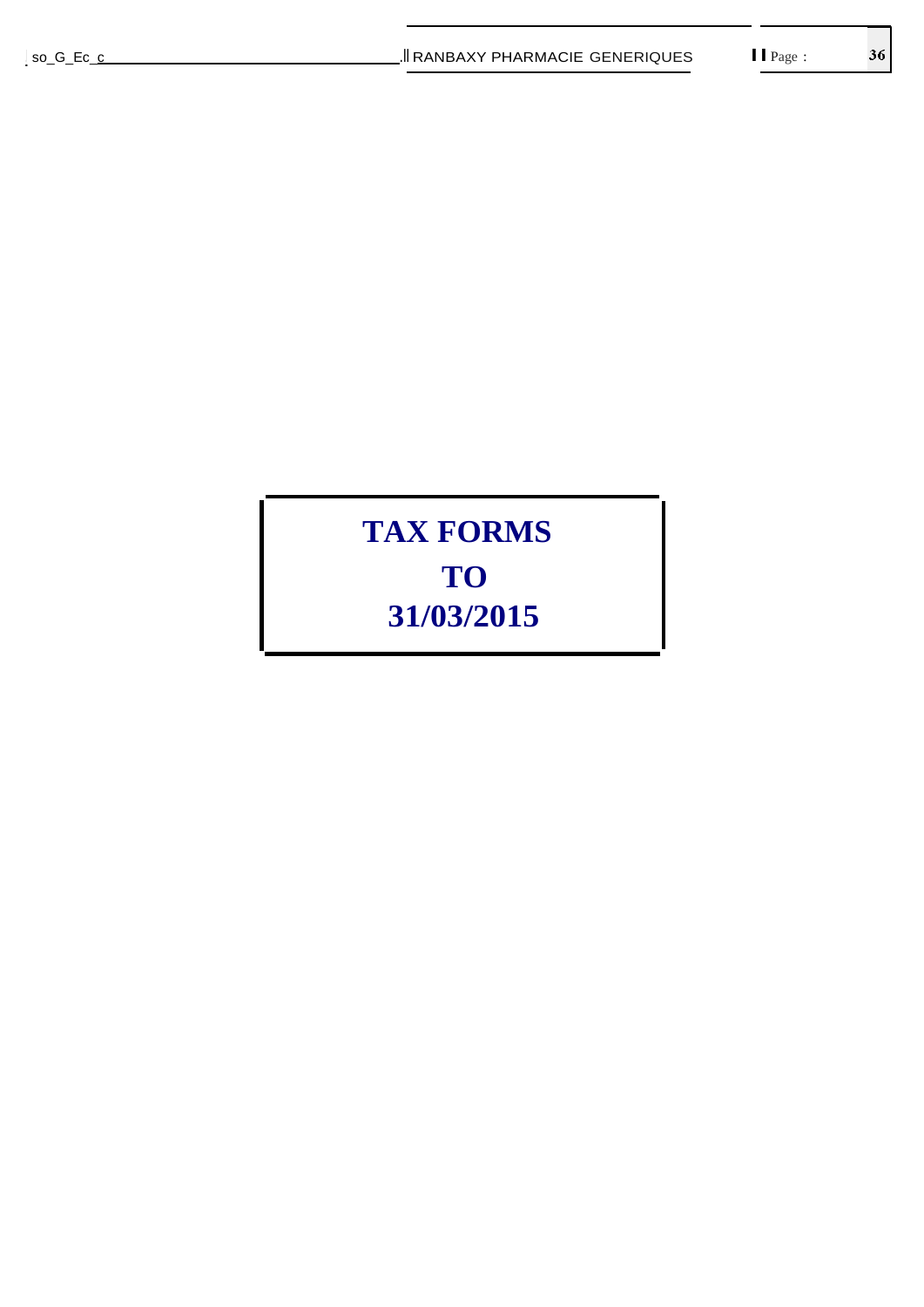# TAX FORMS
# TO
# 31/03/2015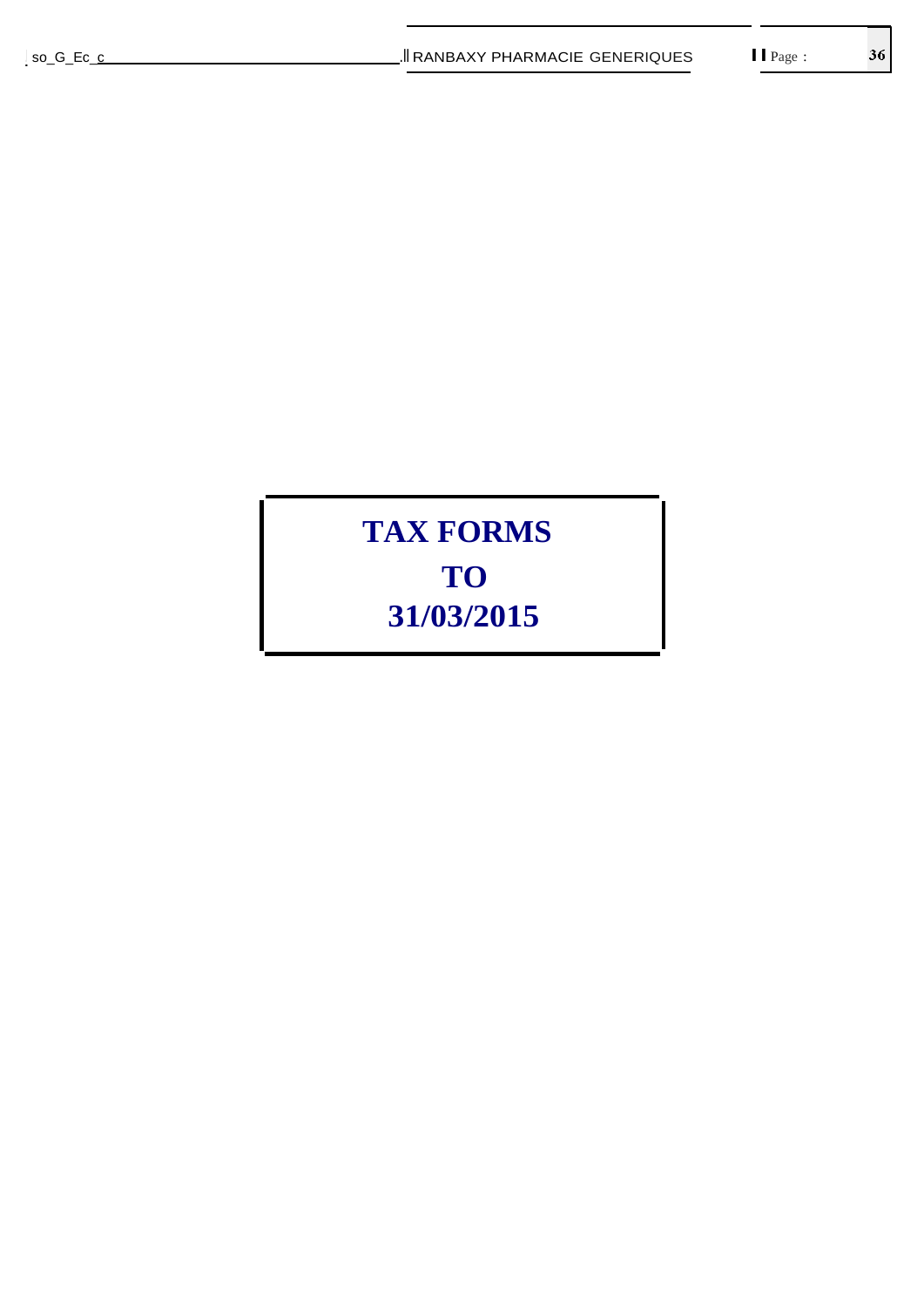# TAX FORMS
# TO
# 31/03/2015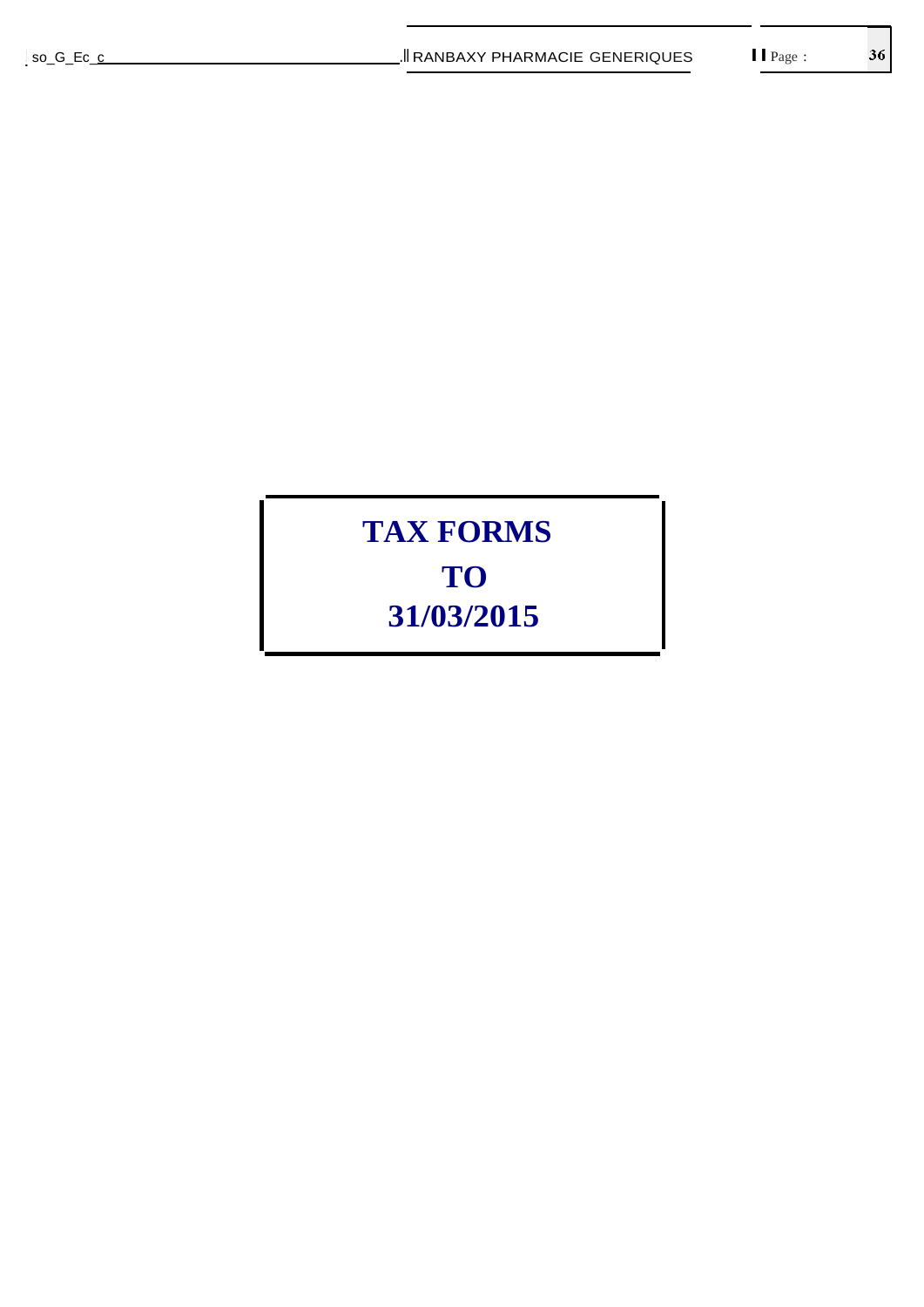# TAX FORMS

# TO

# 31/03/2015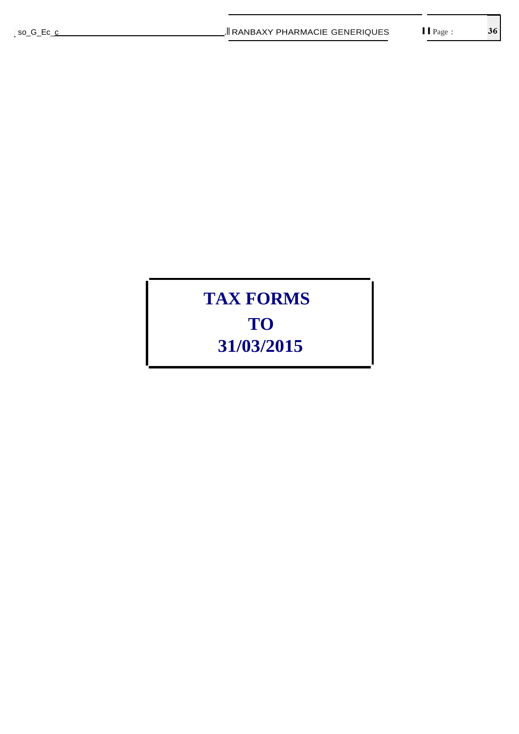# TAX FORMS

# TO

# 31/03/2015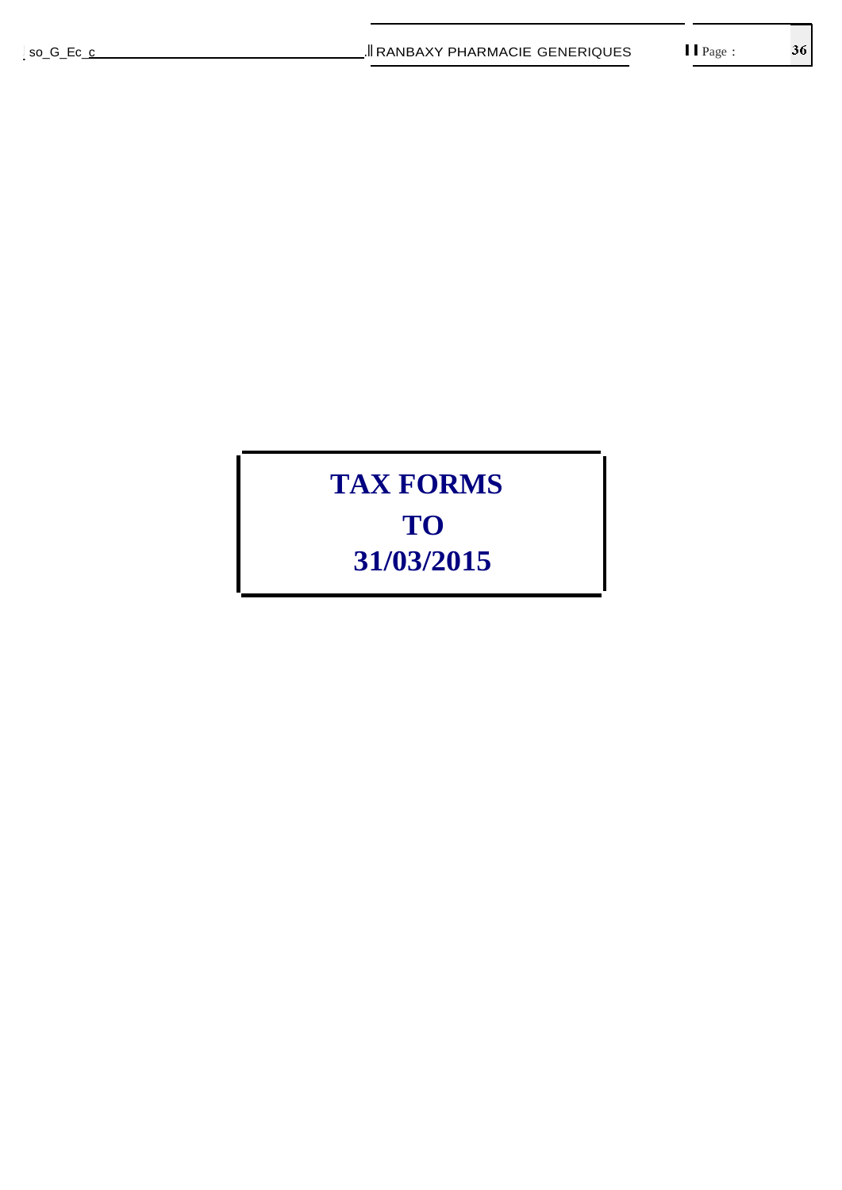# TAX FORMS

# TO

# 31/03/2015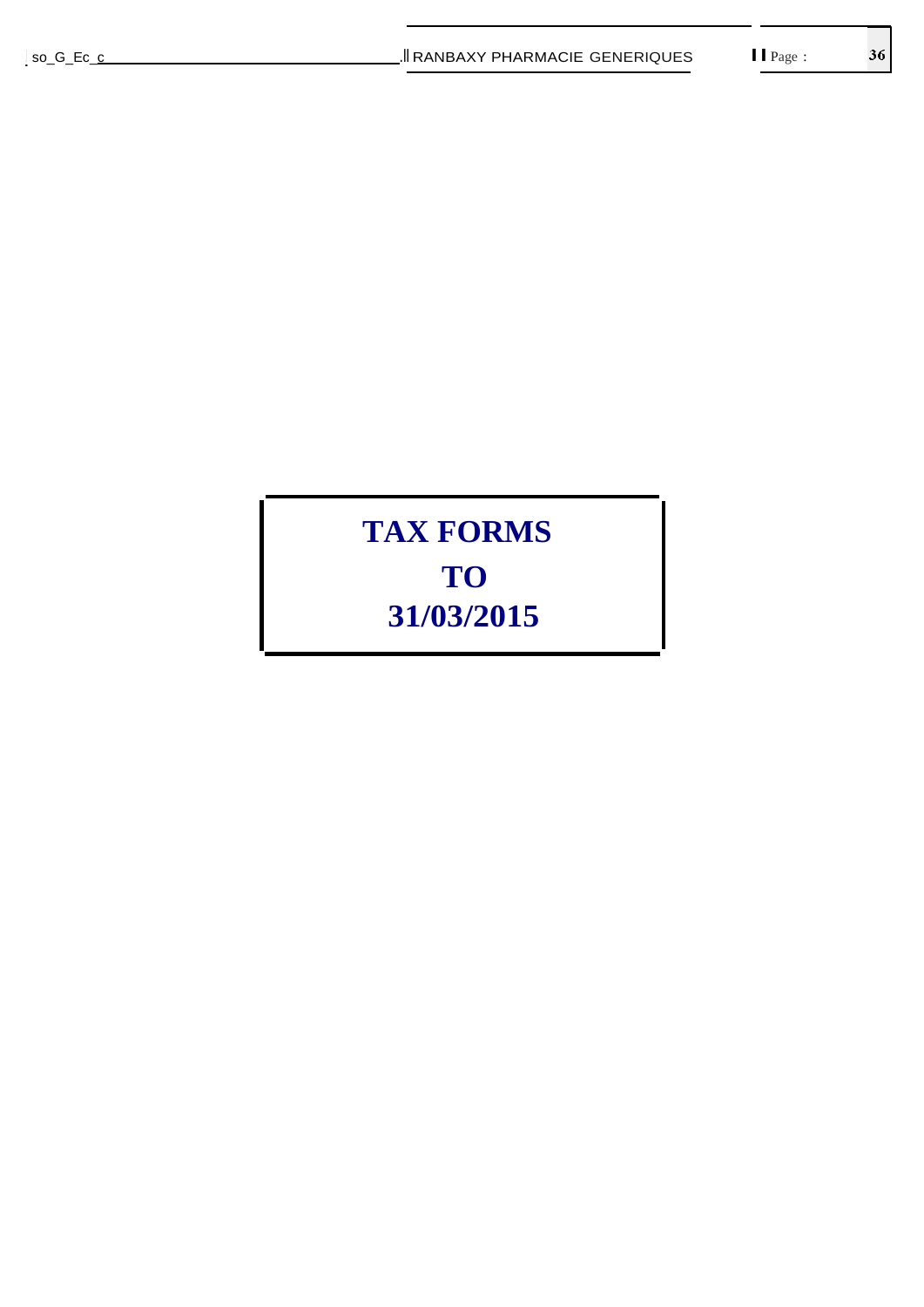# TAX FORMS

# TO

# 31/03/2015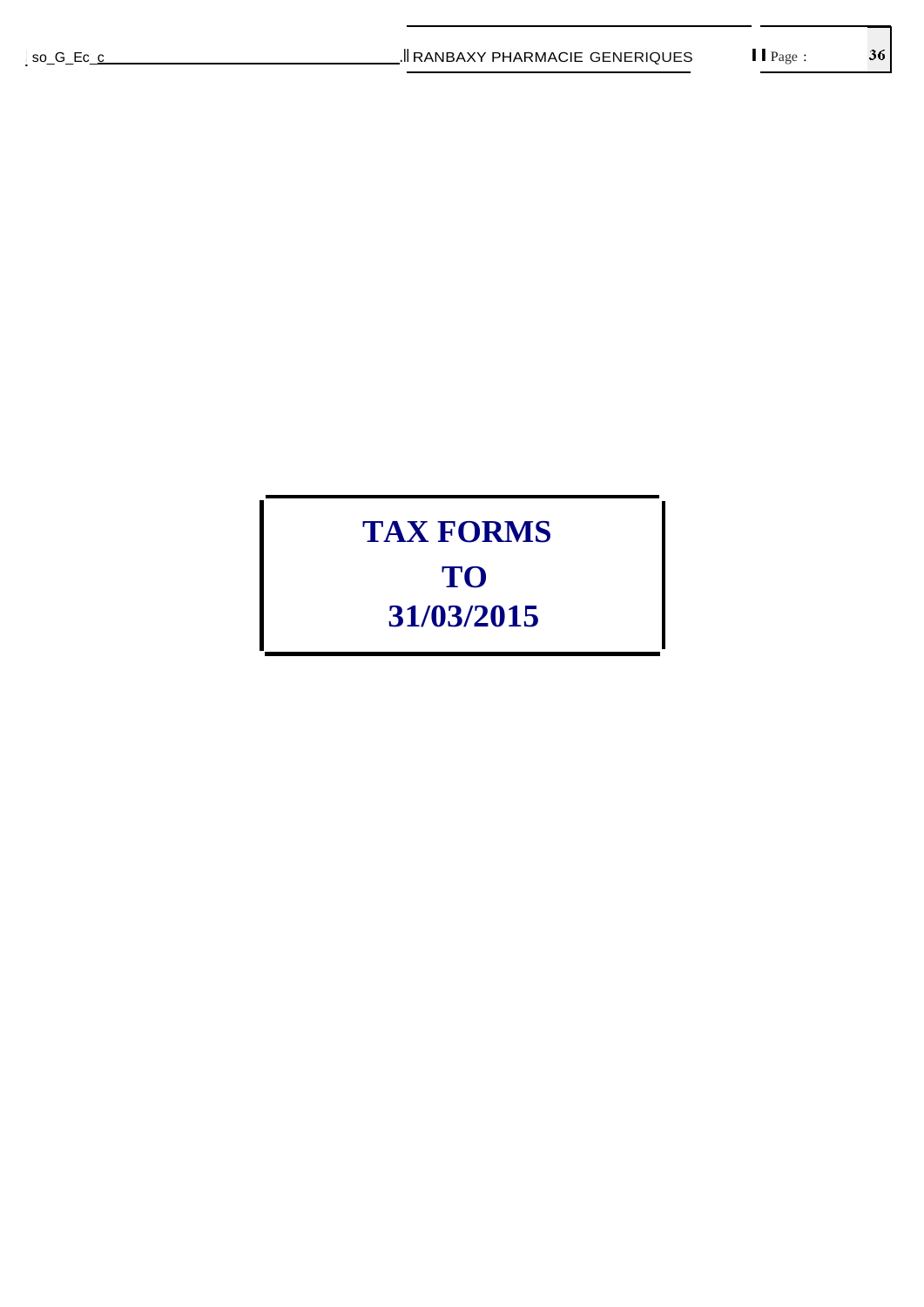# TAX FORMS

# TO

# 31/03/2015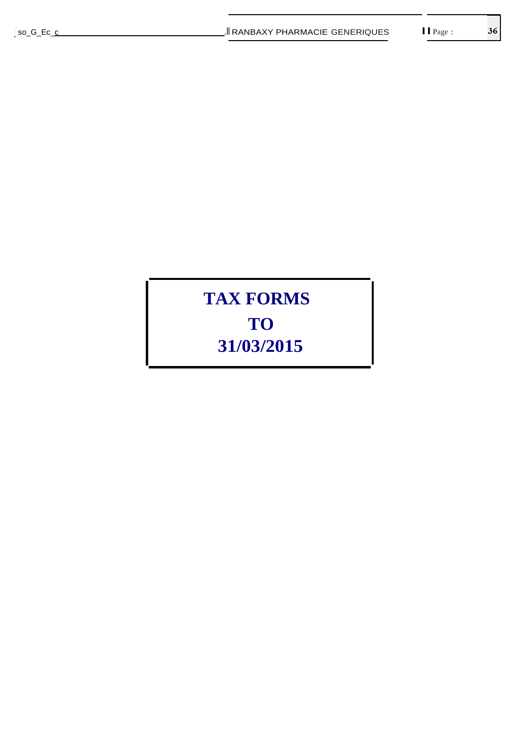# TAX FORMS

# TO

# 31/03/2015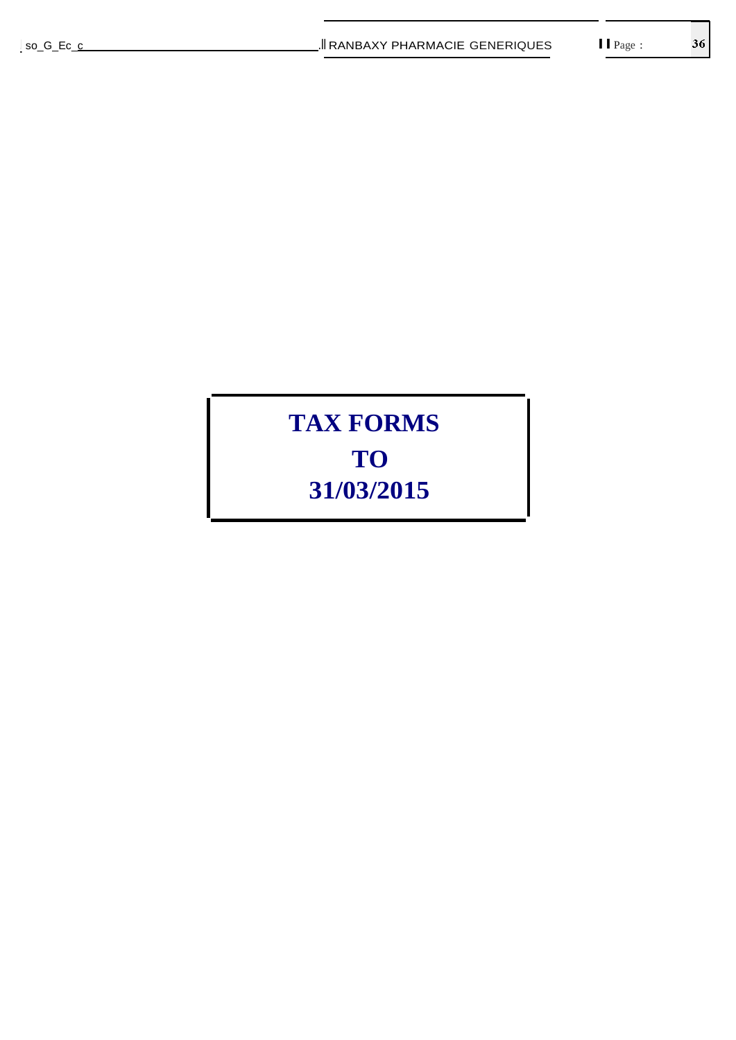# TAX FORMS
# TO
# 31/03/2015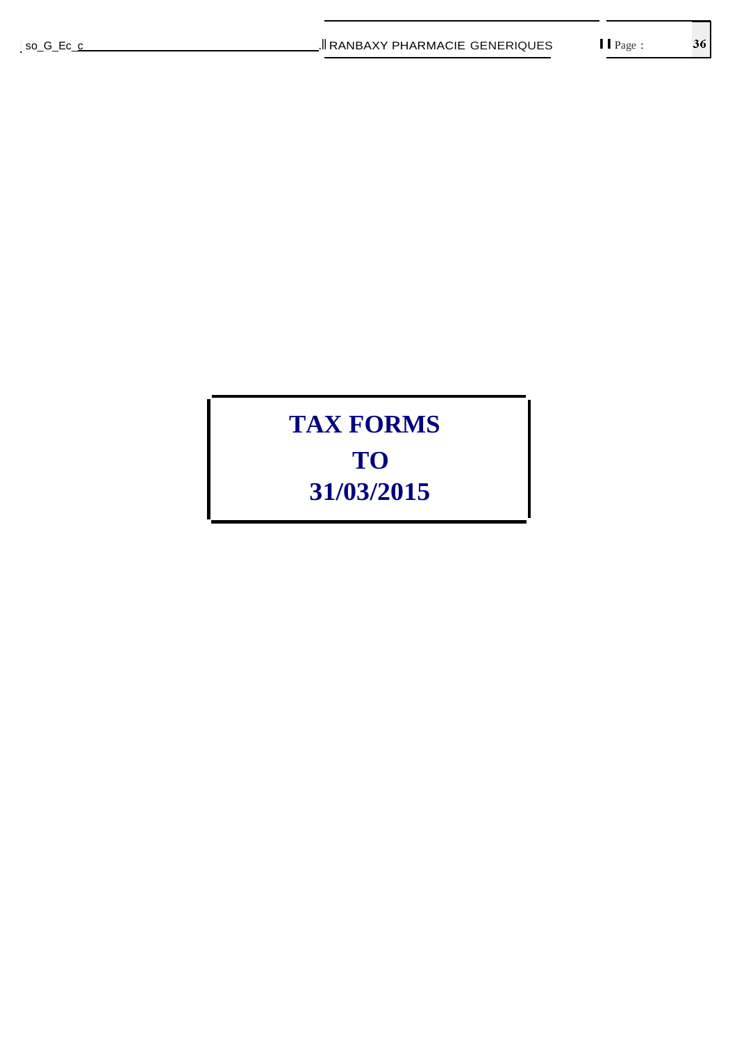# TAX FORMS

# TO

# 31/03/2015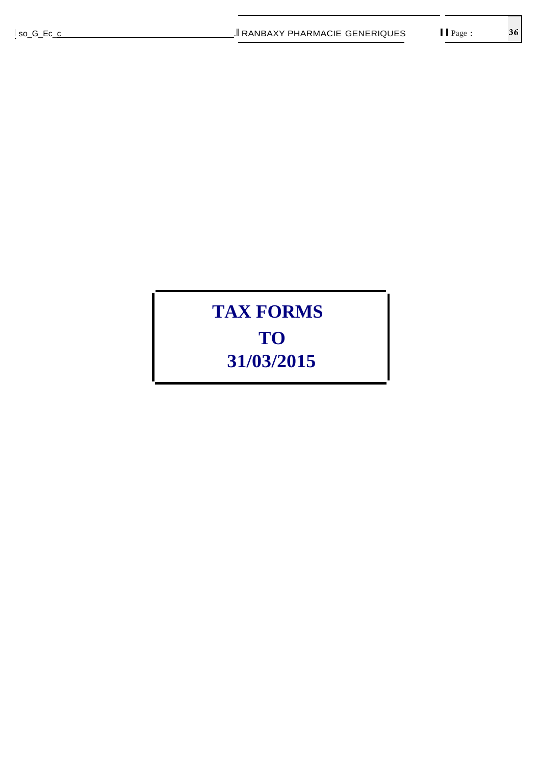# TAX FORMS
# TO
# 31/03/2015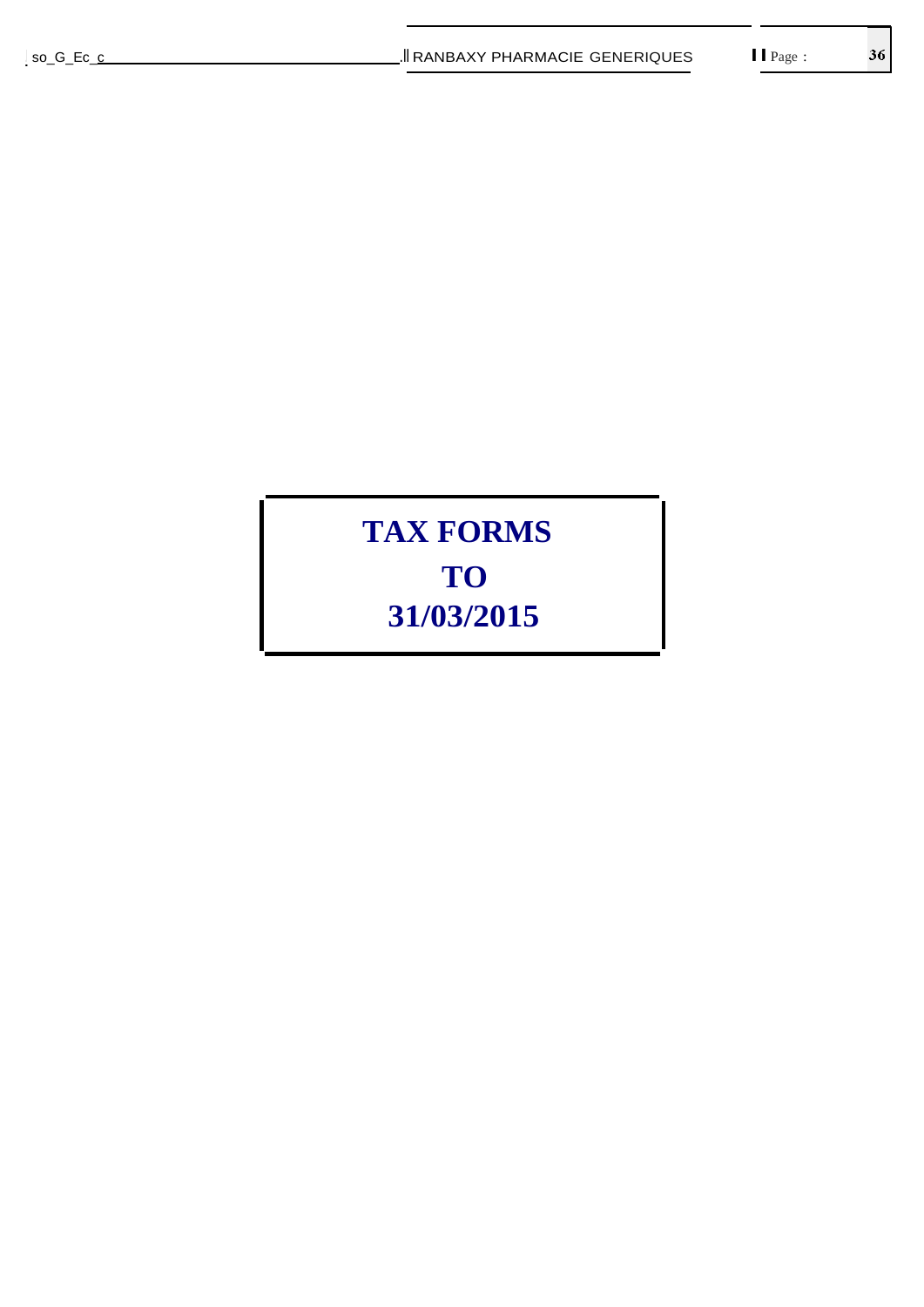# TAX FORMS

# TO

# 31/03/2015